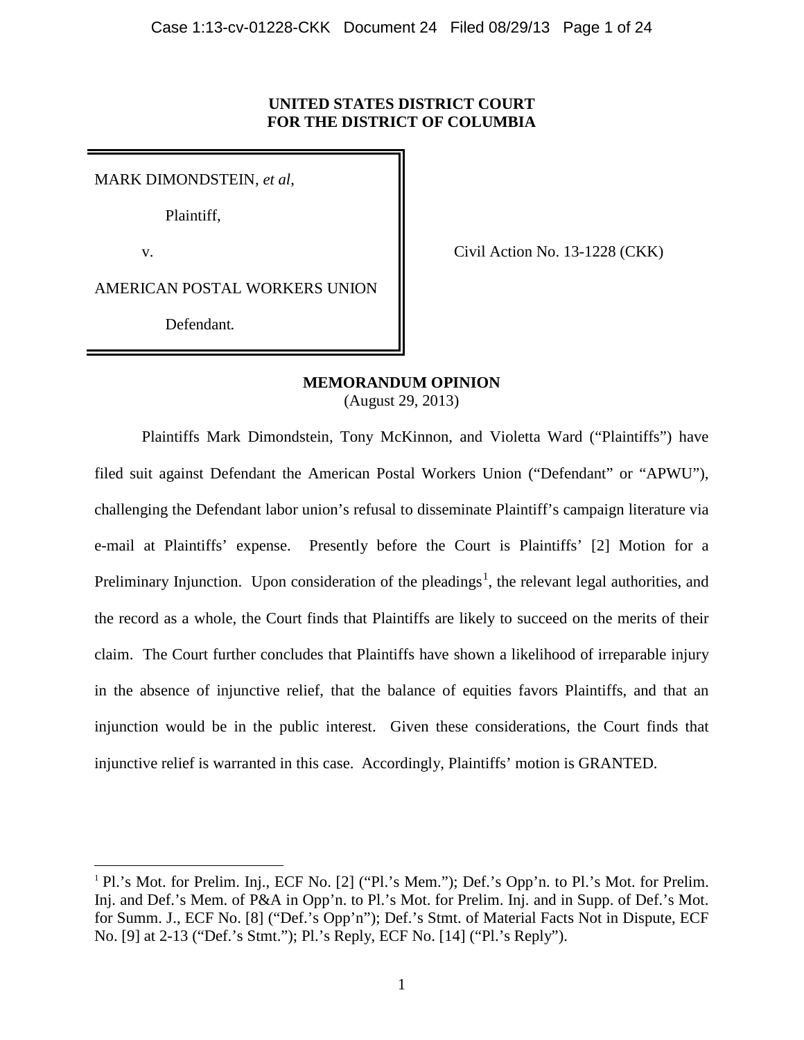**UNITED STATES DISTRICT COURT**
**FOR THE DISTRICT OF COLUMBIA**

| | |
|---|---|
| MARK DIMONDSTEIN, *et al*,<br><br>Plaintiff,<br><br>v.<br><br>AMERICAN POSTAL WORKERS UNION<br><br>Defendant. | Civil Action No. 13-1228 (CKK) |

**MEMORANDUM OPINION**
(August 29, 2013)

Plaintiffs Mark Dimondstein, Tony McKinnon, and Violetta Ward ("Plaintiffs") have filed suit against Defendant the American Postal Workers Union ("Defendant" or "APWU"), challenging the Defendant labor union's refusal to disseminate Plaintiff's campaign literature via e-mail at Plaintiffs' expense. Presently before the Court is Plaintiffs' [2] Motion for a Preliminary Injunction. Upon consideration of the pleadings[1], the relevant legal authorities, and the record as a whole, the Court finds that Plaintiffs are likely to succeed on the merits of their claim. The Court further concludes that Plaintiffs have shown a likelihood of irreparable injury in the absence of injunctive relief, that the balance of equities favors Plaintiffs, and that an injunction would be in the public interest. Given these considerations, the Court finds that injunctive relief is warranted in this case. Accordingly, Plaintiffs' motion is GRANTED.

---

[1] Pl.'s Mot. for Prelim. Inj., ECF No. [2] ("Pl.'s Mem."); Def.'s Opp'n. to Pl.'s Mot. for Prelim. Inj. and Def.'s Mem. of P&A in Opp'n. to Pl.'s Mot. for Prelim. Inj. and in Supp. of Def.'s Mot. for Summ. J., ECF No. [8] ("Def.'s Opp'n"); Def.'s Stmt. of Material Facts Not in Dispute, ECF No. [9] at 2-13 ("Def.'s Stmt."); Pl.'s Reply, ECF No. [14] ("Pl.'s Reply").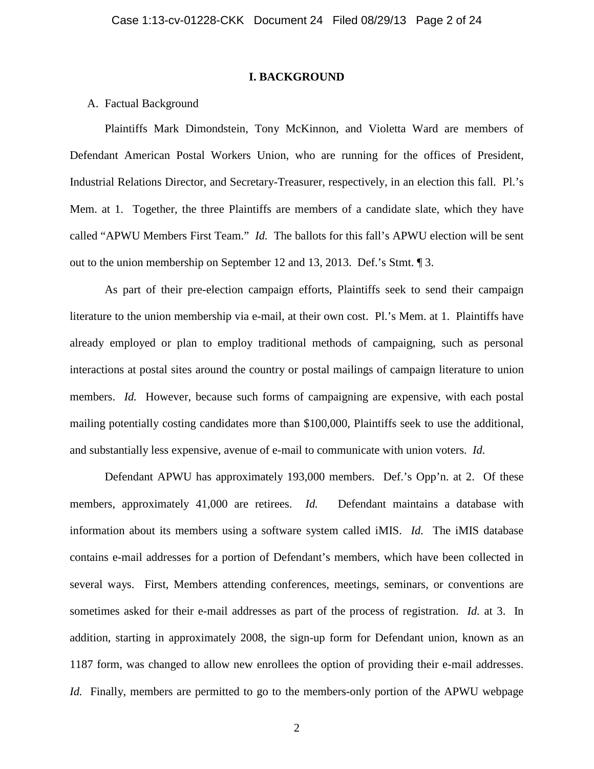## I. BACKGROUND

A. Factual Background

Plaintiffs Mark Dimondstein, Tony McKinnon, and Violetta Ward are members of Defendant American Postal Workers Union, who are running for the offices of President, Industrial Relations Director, and Secretary-Treasurer, respectively, in an election this fall. Pl.'s Mem. at 1. Together, the three Plaintiffs are members of a candidate slate, which they have called "APWU Members First Team." *Id.* The ballots for this fall's APWU election will be sent out to the union membership on September 12 and 13, 2013. Def.'s Stmt. ¶ 3.

As part of their pre-election campaign efforts, Plaintiffs seek to send their campaign literature to the union membership via e-mail, at their own cost. Pl.'s Mem. at 1. Plaintiffs have already employed or plan to employ traditional methods of campaigning, such as personal interactions at postal sites around the country or postal mailings of campaign literature to union members. *Id.* However, because such forms of campaigning are expensive, with each postal mailing potentially costing candidates more than $100,000, Plaintiffs seek to use the additional, and substantially less expensive, avenue of e-mail to communicate with union voters. *Id.*

Defendant APWU has approximately 193,000 members. Def.'s Opp'n. at 2. Of these members, approximately 41,000 are retirees. *Id.* Defendant maintains a database with information about its members using a software system called iMIS. *Id.* The iMIS database contains e-mail addresses for a portion of Defendant's members, which have been collected in several ways. First, Members attending conferences, meetings, seminars, or conventions are sometimes asked for their e-mail addresses as part of the process of registration. *Id.* at 3. In addition, starting in approximately 2008, the sign-up form for Defendant union, known as an 1187 form, was changed to allow new enrollees the option of providing their e-mail addresses. *Id.* Finally, members are permitted to go to the members-only portion of the APWU webpage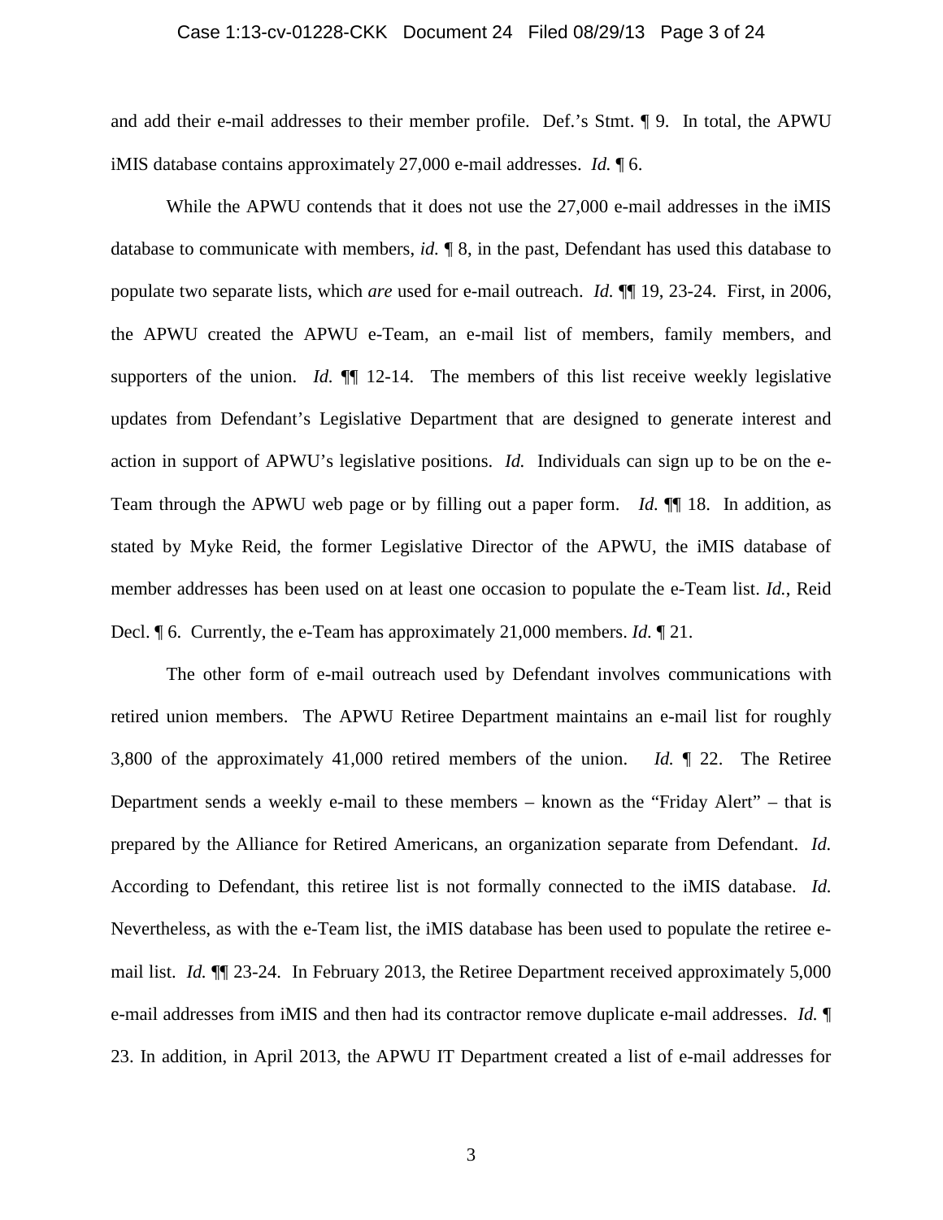and add their e-mail addresses to their member profile. Def.'s Stmt. ¶ 9. In total, the APWU iMIS database contains approximately 27,000 e-mail addresses. *Id.* ¶ 6.

While the APWU contends that it does not use the 27,000 e-mail addresses in the iMIS database to communicate with members, *id.* ¶ 8, in the past, Defendant has used this database to populate two separate lists, which *are* used for e-mail outreach. *Id.* ¶¶ 19, 23-24. First, in 2006, the APWU created the APWU e-Team, an e-mail list of members, family members, and supporters of the union. *Id.* ¶¶ 12-14. The members of this list receive weekly legislative updates from Defendant's Legislative Department that are designed to generate interest and action in support of APWU's legislative positions. *Id.* Individuals can sign up to be on the e-Team through the APWU web page or by filling out a paper form. *Id.* ¶¶ 18. In addition, as stated by Myke Reid, the former Legislative Director of the APWU, the iMIS database of member addresses has been used on at least one occasion to populate the e-Team list. *Id.*, Reid Decl. ¶ 6. Currently, the e-Team has approximately 21,000 members. *Id.* ¶ 21.

The other form of e-mail outreach used by Defendant involves communications with retired union members. The APWU Retiree Department maintains an e-mail list for roughly 3,800 of the approximately 41,000 retired members of the union. *Id.* ¶ 22. The Retiree Department sends a weekly e-mail to these members – known as the "Friday Alert" – that is prepared by the Alliance for Retired Americans, an organization separate from Defendant. *Id.* According to Defendant, this retiree list is not formally connected to the iMIS database. *Id.* Nevertheless, as with the e-Team list, the iMIS database has been used to populate the retiree e-mail list. *Id.* ¶¶ 23-24. In February 2013, the Retiree Department received approximately 5,000 e-mail addresses from iMIS and then had its contractor remove duplicate e-mail addresses. *Id.* ¶ 23. In addition, in April 2013, the APWU IT Department created a list of e-mail addresses for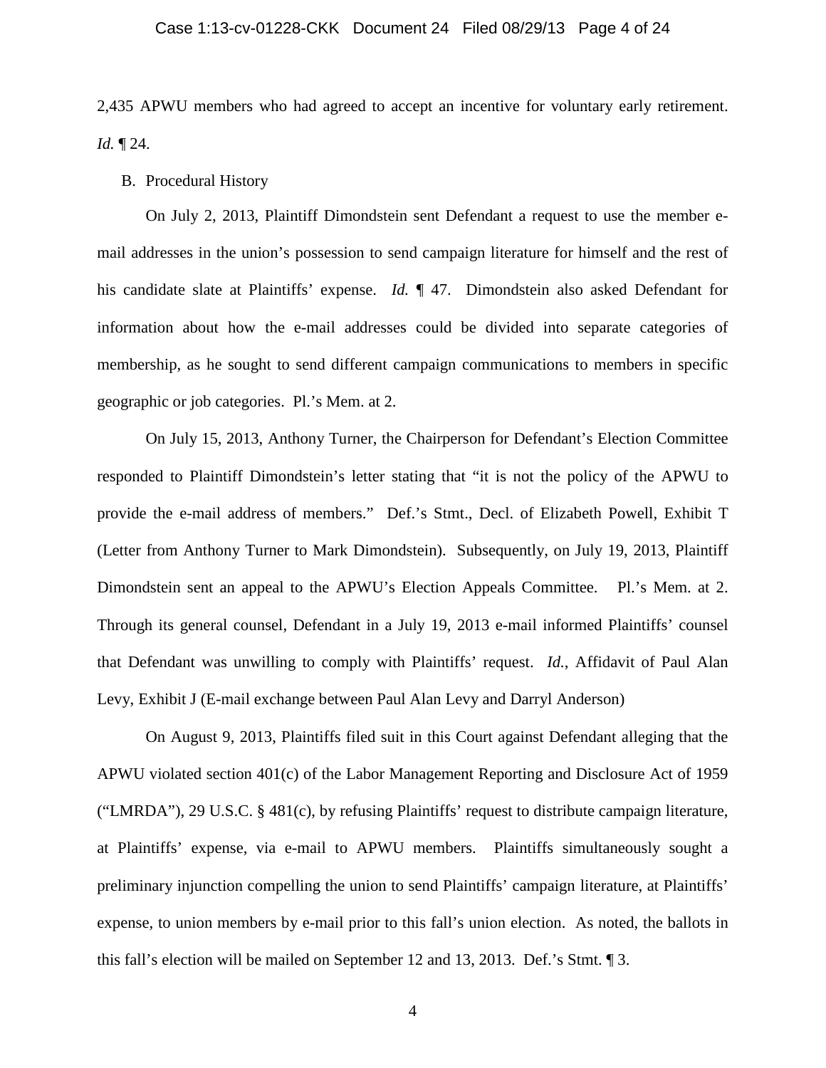2,435 APWU members who had agreed to accept an incentive for voluntary early retirement. *Id.* ¶ 24.

B. Procedural History

On July 2, 2013, Plaintiff Dimondstein sent Defendant a request to use the member e-mail addresses in the union's possession to send campaign literature for himself and the rest of his candidate slate at Plaintiffs' expense. *Id.* ¶ 47. Dimondstein also asked Defendant for information about how the e-mail addresses could be divided into separate categories of membership, as he sought to send different campaign communications to members in specific geographic or job categories. Pl.'s Mem. at 2.

On July 15, 2013, Anthony Turner, the Chairperson for Defendant's Election Committee responded to Plaintiff Dimondstein's letter stating that "it is not the policy of the APWU to provide the e-mail address of members." Def.'s Stmt., Decl. of Elizabeth Powell, Exhibit T (Letter from Anthony Turner to Mark Dimondstein). Subsequently, on July 19, 2013, Plaintiff Dimondstein sent an appeal to the APWU's Election Appeals Committee. Pl.'s Mem. at 2. Through its general counsel, Defendant in a July 19, 2013 e-mail informed Plaintiffs' counsel that Defendant was unwilling to comply with Plaintiffs' request. *Id.*, Affidavit of Paul Alan Levy, Exhibit J (E-mail exchange between Paul Alan Levy and Darryl Anderson)

On August 9, 2013, Plaintiffs filed suit in this Court against Defendant alleging that the APWU violated section 401(c) of the Labor Management Reporting and Disclosure Act of 1959 ("LMRDA"), 29 U.S.C. § 481(c), by refusing Plaintiffs' request to distribute campaign literature, at Plaintiffs' expense, via e-mail to APWU members. Plaintiffs simultaneously sought a preliminary injunction compelling the union to send Plaintiffs' campaign literature, at Plaintiffs' expense, to union members by e-mail prior to this fall's union election. As noted, the ballots in this fall's election will be mailed on September 12 and 13, 2013. Def.'s Stmt. ¶ 3.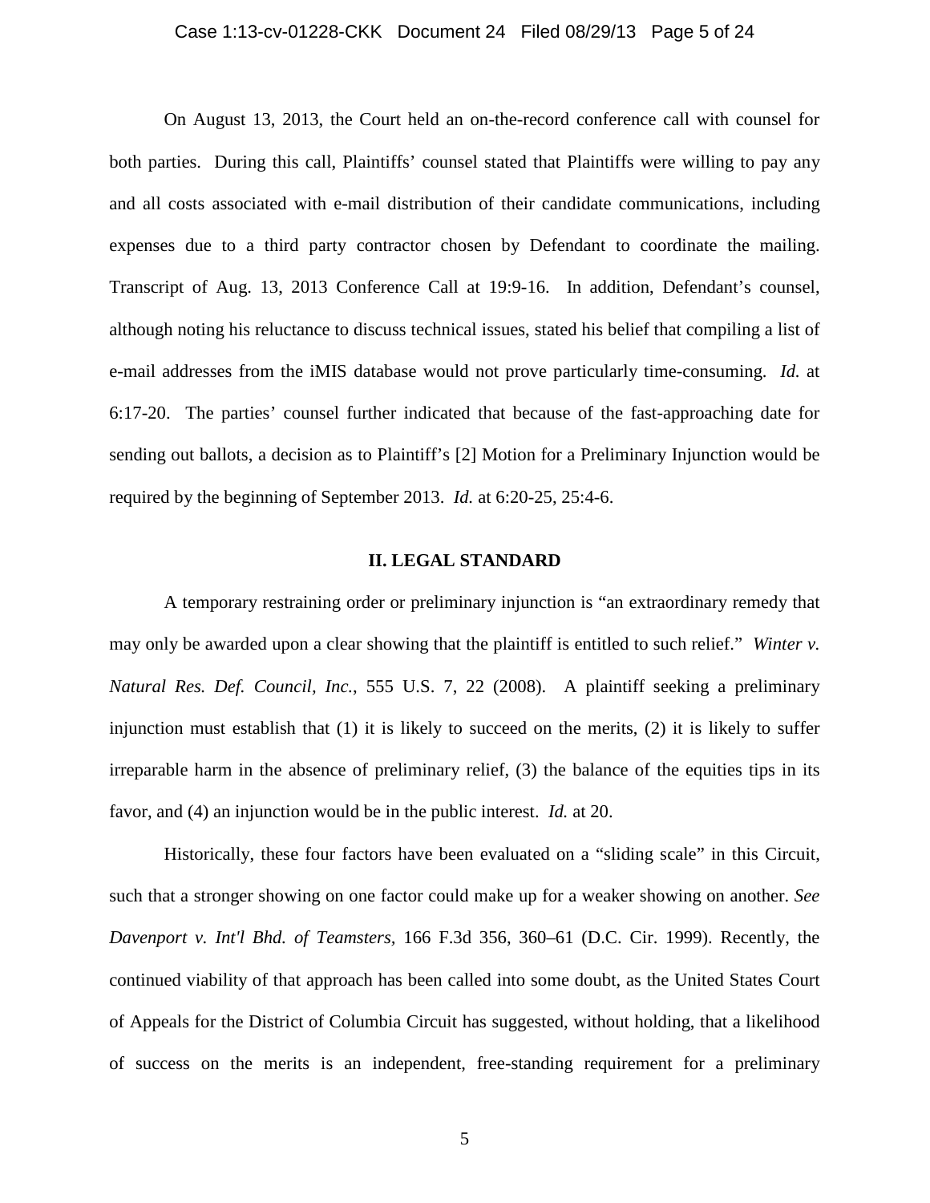On August 13, 2013, the Court held an on-the-record conference call with counsel for both parties. During this call, Plaintiffs' counsel stated that Plaintiffs were willing to pay any and all costs associated with e-mail distribution of their candidate communications, including expenses due to a third party contractor chosen by Defendant to coordinate the mailing. Transcript of Aug. 13, 2013 Conference Call at 19:9-16. In addition, Defendant's counsel, although noting his reluctance to discuss technical issues, stated his belief that compiling a list of e-mail addresses from the iMIS database would not prove particularly time-consuming. *Id.* at 6:17-20. The parties' counsel further indicated that because of the fast-approaching date for sending out ballots, a decision as to Plaintiff's [2] Motion for a Preliminary Injunction would be required by the beginning of September 2013. *Id.* at 6:20-25, 25:4-6.

## II. LEGAL STANDARD

A temporary restraining order or preliminary injunction is "an extraordinary remedy that may only be awarded upon a clear showing that the plaintiff is entitled to such relief." *Winter v. Natural Res. Def. Council, Inc.*, 555 U.S. 7, 22 (2008). A plaintiff seeking a preliminary injunction must establish that (1) it is likely to succeed on the merits, (2) it is likely to suffer irreparable harm in the absence of preliminary relief, (3) the balance of the equities tips in its favor, and (4) an injunction would be in the public interest. *Id.* at 20.

Historically, these four factors have been evaluated on a "sliding scale" in this Circuit, such that a stronger showing on one factor could make up for a weaker showing on another. *See Davenport v. Int'l Bhd. of Teamsters*, 166 F.3d 356, 360–61 (D.C. Cir. 1999). Recently, the continued viability of that approach has been called into some doubt, as the United States Court of Appeals for the District of Columbia Circuit has suggested, without holding, that a likelihood of success on the merits is an independent, free-standing requirement for a preliminary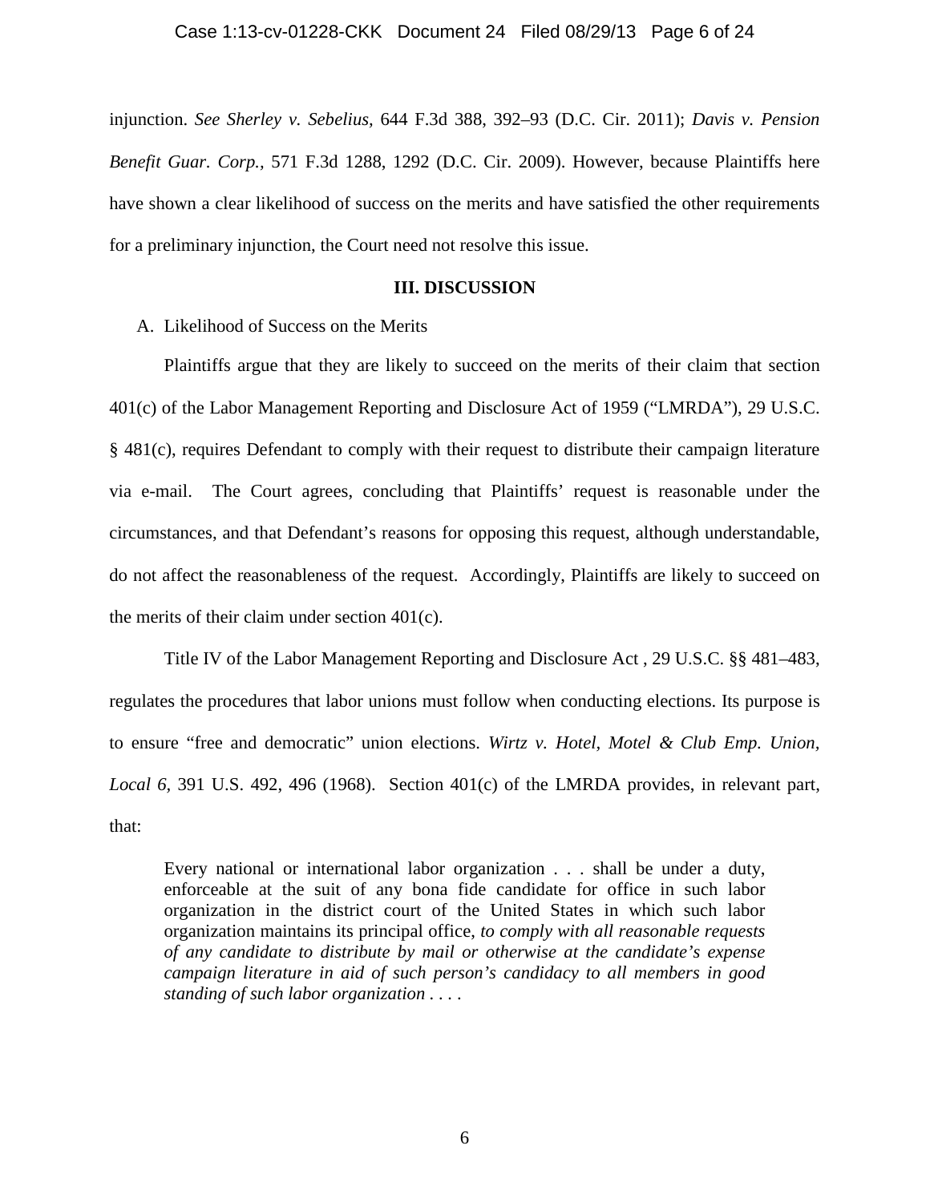injunction. *See Sherley v. Sebelius*, 644 F.3d 388, 392–93 (D.C. Cir. 2011); *Davis v. Pension Benefit Guar. Corp.*, 571 F.3d 1288, 1292 (D.C. Cir. 2009). However, because Plaintiffs here have shown a clear likelihood of success on the merits and have satisfied the other requirements for a preliminary injunction, the Court need not resolve this issue.

## III. DISCUSSION

### A. Likelihood of Success on the Merits

Plaintiffs argue that they are likely to succeed on the merits of their claim that section 401(c) of the Labor Management Reporting and Disclosure Act of 1959 ("LMRDA"), 29 U.S.C. § 481(c), requires Defendant to comply with their request to distribute their campaign literature via e-mail. The Court agrees, concluding that Plaintiffs' request is reasonable under the circumstances, and that Defendant's reasons for opposing this request, although understandable, do not affect the reasonableness of the request. Accordingly, Plaintiffs are likely to succeed on the merits of their claim under section 401(c).

Title IV of the Labor Management Reporting and Disclosure Act , 29 U.S.C. §§ 481–483, regulates the procedures that labor unions must follow when conducting elections. Its purpose is to ensure "free and democratic" union elections. *Wirtz v. Hotel, Motel & Club Emp. Union, Local 6*, 391 U.S. 492, 496 (1968). Section 401(c) of the LMRDA provides, in relevant part, that:

> Every national or international labor organization . . . shall be under a duty, enforceable at the suit of any bona fide candidate for office in such labor organization in the district court of the United States in which such labor organization maintains its principal office, *to comply with all reasonable requests of any candidate to distribute by mail or otherwise at the candidate's expense campaign literature in aid of such person's candidacy to all members in good standing of such labor organization . . . .*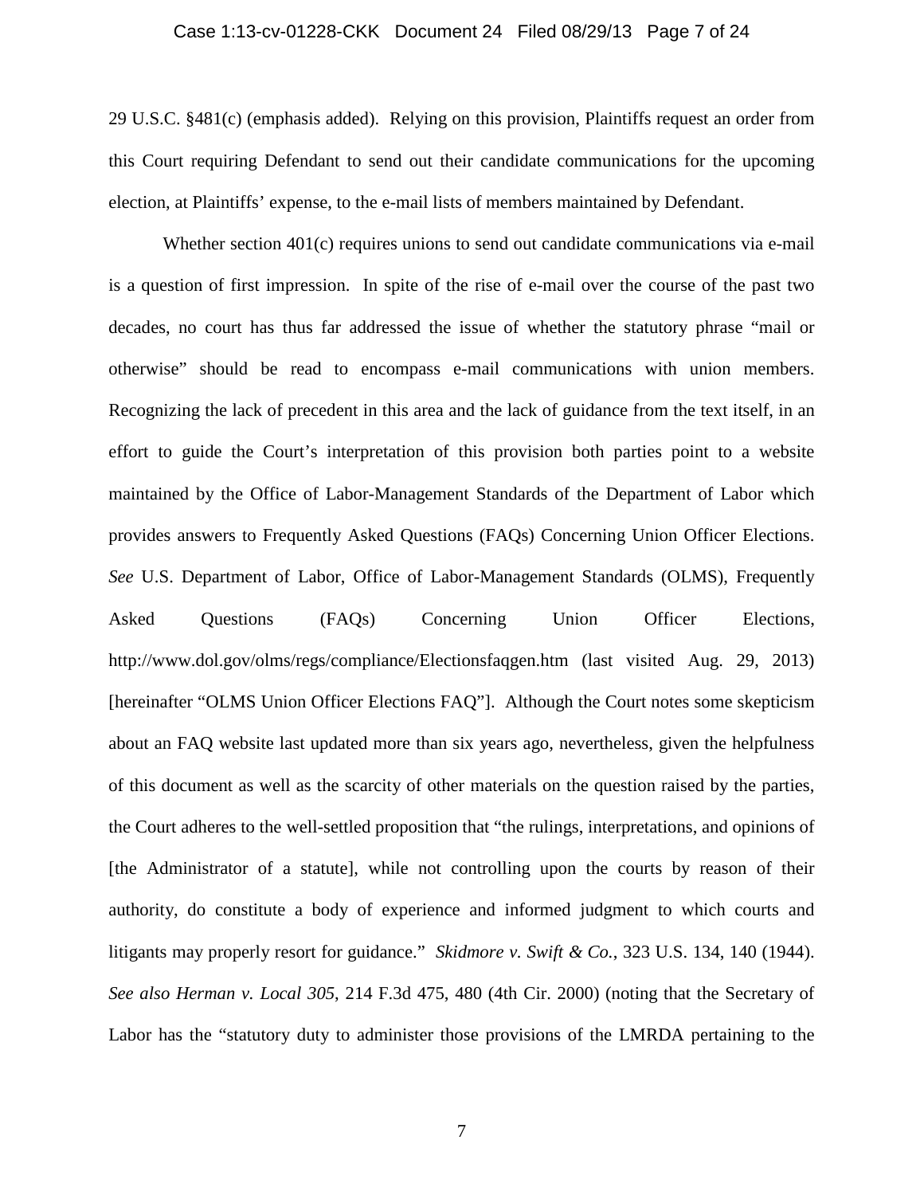29 U.S.C. §481(c) (emphasis added). Relying on this provision, Plaintiffs request an order from this Court requiring Defendant to send out their candidate communications for the upcoming election, at Plaintiffs' expense, to the e-mail lists of members maintained by Defendant.

Whether section 401(c) requires unions to send out candidate communications via e-mail is a question of first impression. In spite of the rise of e-mail over the course of the past two decades, no court has thus far addressed the issue of whether the statutory phrase "mail or otherwise" should be read to encompass e-mail communications with union members. Recognizing the lack of precedent in this area and the lack of guidance from the text itself, in an effort to guide the Court's interpretation of this provision both parties point to a website maintained by the Office of Labor-Management Standards of the Department of Labor which provides answers to Frequently Asked Questions (FAQs) Concerning Union Officer Elections. *See* U.S. Department of Labor, Office of Labor-Management Standards (OLMS), Frequently Asked Questions (FAQs) Concerning Union Officer Elections, http://www.dol.gov/olms/regs/compliance/Electionsfaqgen.htm (last visited Aug. 29, 2013) [hereinafter "OLMS Union Officer Elections FAQ"]. Although the Court notes some skepticism about an FAQ website last updated more than six years ago, nevertheless, given the helpfulness of this document as well as the scarcity of other materials on the question raised by the parties, the Court adheres to the well-settled proposition that "the rulings, interpretations, and opinions of [the Administrator of a statute], while not controlling upon the courts by reason of their authority, do constitute a body of experience and informed judgment to which courts and litigants may properly resort for guidance." *Skidmore v. Swift & Co.*, 323 U.S. 134, 140 (1944). *See also Herman v. Local 305*, 214 F.3d 475, 480 (4th Cir. 2000) (noting that the Secretary of Labor has the "statutory duty to administer those provisions of the LMRDA pertaining to the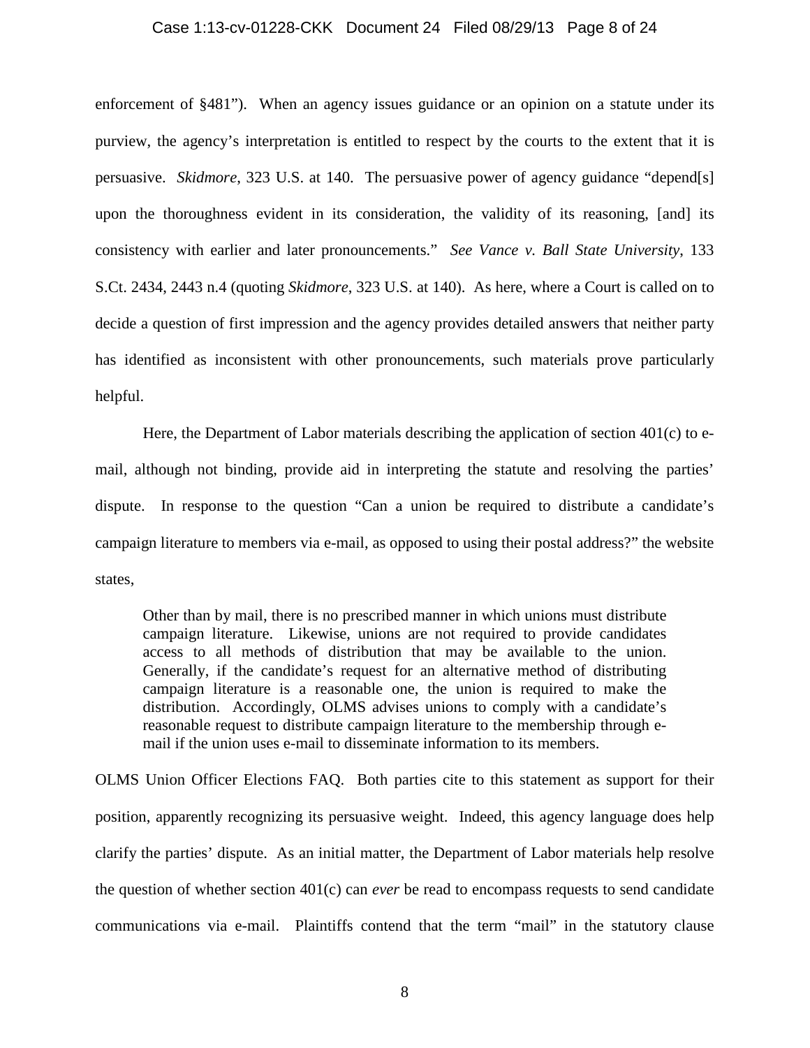enforcement of §481"). When an agency issues guidance or an opinion on a statute under its purview, the agency's interpretation is entitled to respect by the courts to the extent that it is persuasive. *Skidmore*, 323 U.S. at 140. The persuasive power of agency guidance "depend[s] upon the thoroughness evident in its consideration, the validity of its reasoning, [and] its consistency with earlier and later pronouncements." *See Vance v. Ball State University*, 133 S.Ct. 2434, 2443 n.4 (quoting *Skidmore*, 323 U.S. at 140). As here, where a Court is called on to decide a question of first impression and the agency provides detailed answers that neither party has identified as inconsistent with other pronouncements, such materials prove particularly helpful.

Here, the Department of Labor materials describing the application of section 401(c) to e-mail, although not binding, provide aid in interpreting the statute and resolving the parties' dispute. In response to the question "Can a union be required to distribute a candidate's campaign literature to members via e-mail, as opposed to using their postal address?" the website states,

> Other than by mail, there is no prescribed manner in which unions must distribute campaign literature. Likewise, unions are not required to provide candidates access to all methods of distribution that may be available to the union. Generally, if the candidate's request for an alternative method of distributing campaign literature is a reasonable one, the union is required to make the distribution. Accordingly, OLMS advises unions to comply with a candidate's reasonable request to distribute campaign literature to the membership through e-mail if the union uses e-mail to disseminate information to its members.

OLMS Union Officer Elections FAQ. Both parties cite to this statement as support for their position, apparently recognizing its persuasive weight. Indeed, this agency language does help clarify the parties' dispute. As an initial matter, the Department of Labor materials help resolve the question of whether section 401(c) can *ever* be read to encompass requests to send candidate communications via e-mail. Plaintiffs contend that the term "mail" in the statutory clause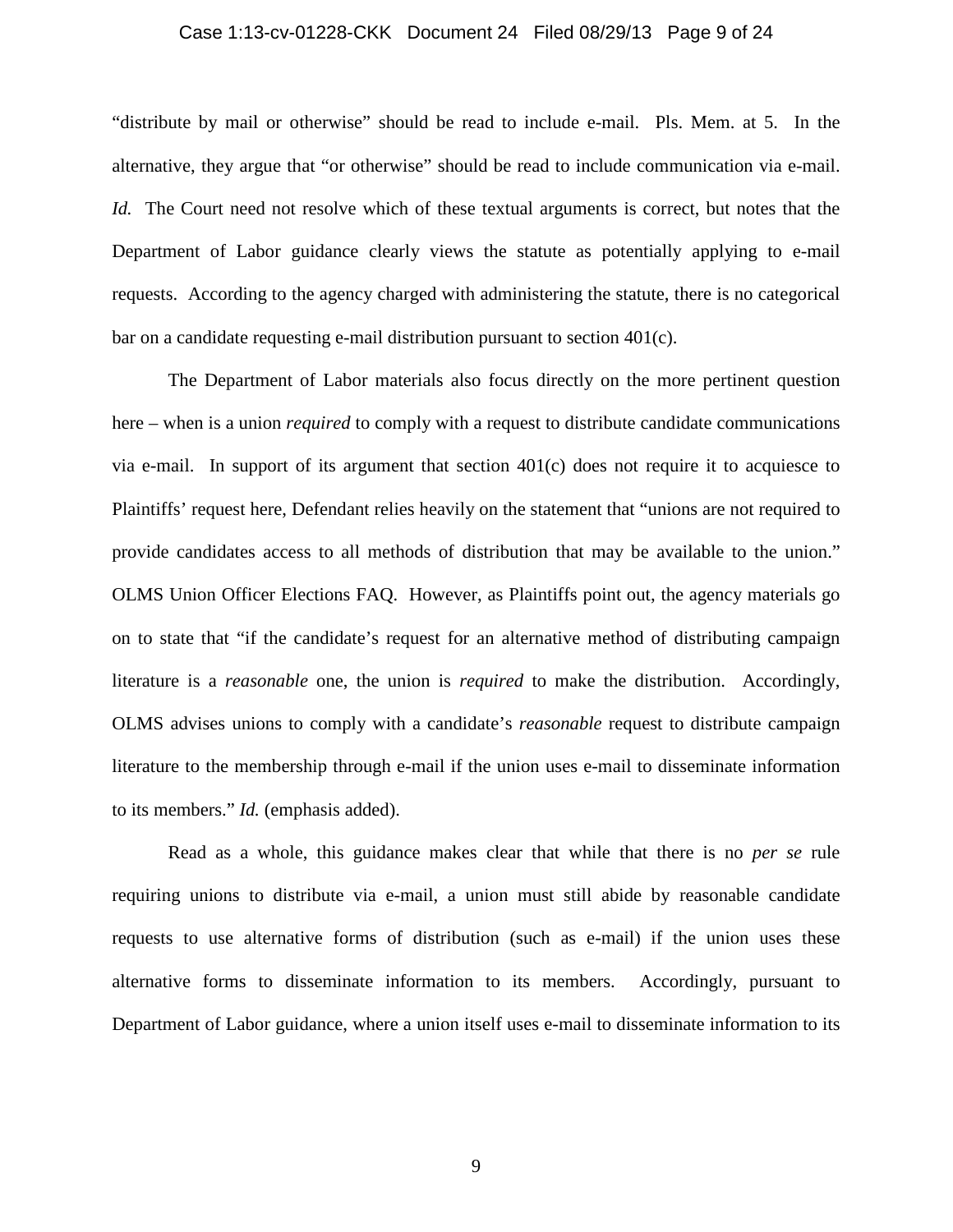"distribute by mail or otherwise" should be read to include e-mail. Pls. Mem. at 5. In the alternative, they argue that "or otherwise" should be read to include communication via e-mail. *Id.* The Court need not resolve which of these textual arguments is correct, but notes that the Department of Labor guidance clearly views the statute as potentially applying to e-mail requests. According to the agency charged with administering the statute, there is no categorical bar on a candidate requesting e-mail distribution pursuant to section 401(c).

The Department of Labor materials also focus directly on the more pertinent question here – when is a union *required* to comply with a request to distribute candidate communications via e-mail. In support of its argument that section 401(c) does not require it to acquiesce to Plaintiffs' request here, Defendant relies heavily on the statement that "unions are not required to provide candidates access to all methods of distribution that may be available to the union." OLMS Union Officer Elections FAQ. However, as Plaintiffs point out, the agency materials go on to state that "if the candidate's request for an alternative method of distributing campaign literature is a *reasonable* one, the union is *required* to make the distribution. Accordingly, OLMS advises unions to comply with a candidate's *reasonable* request to distribute campaign literature to the membership through e-mail if the union uses e-mail to disseminate information to its members." *Id.* (emphasis added).

Read as a whole, this guidance makes clear that while that there is no *per se* rule requiring unions to distribute via e-mail, a union must still abide by reasonable candidate requests to use alternative forms of distribution (such as e-mail) if the union uses these alternative forms to disseminate information to its members. Accordingly, pursuant to Department of Labor guidance, where a union itself uses e-mail to disseminate information to its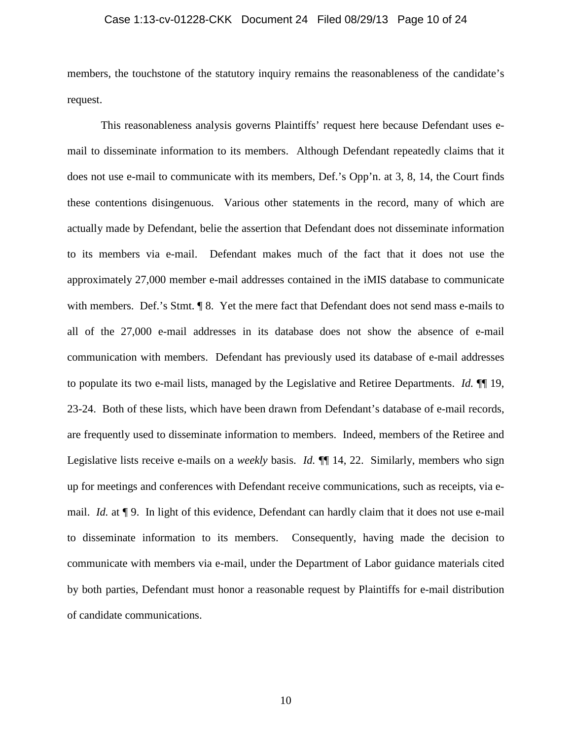members, the touchstone of the statutory inquiry remains the reasonableness of the candidate's request.

This reasonableness analysis governs Plaintiffs' request here because Defendant uses e-mail to disseminate information to its members. Although Defendant repeatedly claims that it does not use e-mail to communicate with its members, Def.'s Opp'n. at 3, 8, 14, the Court finds these contentions disingenuous. Various other statements in the record, many of which are actually made by Defendant, belie the assertion that Defendant does not disseminate information to its members via e-mail. Defendant makes much of the fact that it does not use the approximately 27,000 member e-mail addresses contained in the iMIS database to communicate with members. Def.'s Stmt. ¶ 8. Yet the mere fact that Defendant does not send mass e-mails to all of the 27,000 e-mail addresses in its database does not show the absence of e-mail communication with members. Defendant has previously used its database of e-mail addresses to populate its two e-mail lists, managed by the Legislative and Retiree Departments. *Id.* ¶¶ 19, 23-24. Both of these lists, which have been drawn from Defendant's database of e-mail records, are frequently used to disseminate information to members. Indeed, members of the Retiree and Legislative lists receive e-mails on a *weekly* basis. *Id.* ¶¶ 14, 22. Similarly, members who sign up for meetings and conferences with Defendant receive communications, such as receipts, via e-mail. *Id.* at ¶ 9. In light of this evidence, Defendant can hardly claim that it does not use e-mail to disseminate information to its members. Consequently, having made the decision to communicate with members via e-mail, under the Department of Labor guidance materials cited by both parties, Defendant must honor a reasonable request by Plaintiffs for e-mail distribution of candidate communications.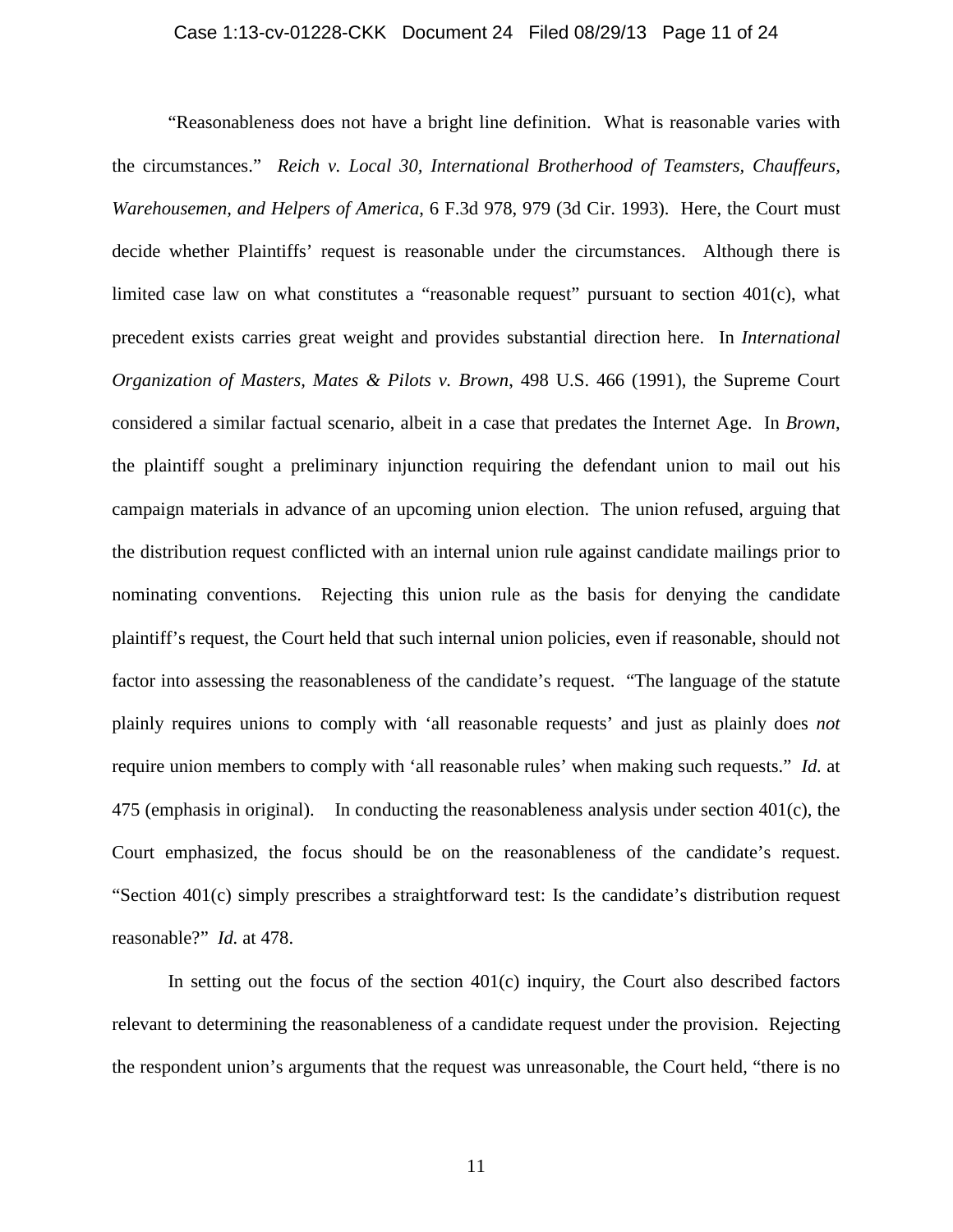"Reasonableness does not have a bright line definition. What is reasonable varies with the circumstances." *Reich v. Local 30, International Brotherhood of Teamsters, Chauffeurs, Warehousemen, and Helpers of America*, 6 F.3d 978, 979 (3d Cir. 1993). Here, the Court must decide whether Plaintiffs' request is reasonable under the circumstances. Although there is limited case law on what constitutes a "reasonable request" pursuant to section 401(c), what precedent exists carries great weight and provides substantial direction here. In *International Organization of Masters, Mates & Pilots v. Brown*, 498 U.S. 466 (1991), the Supreme Court considered a similar factual scenario, albeit in a case that predates the Internet Age. In *Brown*, the plaintiff sought a preliminary injunction requiring the defendant union to mail out his campaign materials in advance of an upcoming union election. The union refused, arguing that the distribution request conflicted with an internal union rule against candidate mailings prior to nominating conventions. Rejecting this union rule as the basis for denying the candidate plaintiff's request, the Court held that such internal union policies, even if reasonable, should not factor into assessing the reasonableness of the candidate's request. "The language of the statute plainly requires unions to comply with 'all reasonable requests' and just as plainly does *not* require union members to comply with 'all reasonable rules' when making such requests." *Id.* at 475 (emphasis in original). In conducting the reasonableness analysis under section 401(c), the Court emphasized, the focus should be on the reasonableness of the candidate's request. "Section 401(c) simply prescribes a straightforward test: Is the candidate's distribution request reasonable?" *Id.* at 478.

In setting out the focus of the section 401(c) inquiry, the Court also described factors relevant to determining the reasonableness of a candidate request under the provision. Rejecting the respondent union's arguments that the request was unreasonable, the Court held, "there is no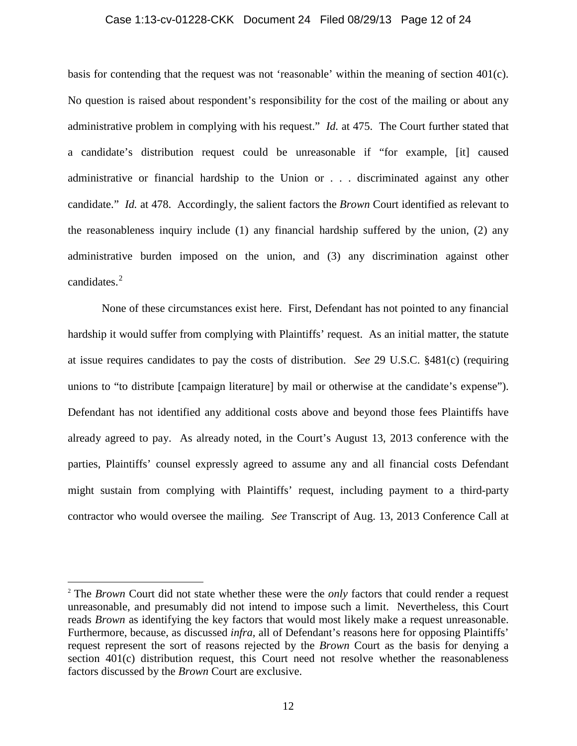basis for contending that the request was not 'reasonable' within the meaning of section 401(c). No question is raised about respondent's responsibility for the cost of the mailing or about any administrative problem in complying with his request." *Id.* at 475. The Court further stated that a candidate's distribution request could be unreasonable if "for example, [it] caused administrative or financial hardship to the Union or . . . discriminated against any other candidate." *Id.* at 478. Accordingly, the salient factors the *Brown* Court identified as relevant to the reasonableness inquiry include (1) any financial hardship suffered by the union, (2) any administrative burden imposed on the union, and (3) any discrimination against other candidates.[2]

None of these circumstances exist here. First, Defendant has not pointed to any financial hardship it would suffer from complying with Plaintiffs' request. As an initial matter, the statute at issue requires candidates to pay the costs of distribution. *See* 29 U.S.C. §481(c) (requiring unions to "to distribute [campaign literature] by mail or otherwise at the candidate's expense"). Defendant has not identified any additional costs above and beyond those fees Plaintiffs have already agreed to pay. As already noted, in the Court's August 13, 2013 conference with the parties, Plaintiffs' counsel expressly agreed to assume any and all financial costs Defendant might sustain from complying with Plaintiffs' request, including payment to a third-party contractor who would oversee the mailing. *See* Transcript of Aug. 13, 2013 Conference Call at

[2] The *Brown* Court did not state whether these were the *only* factors that could render a request unreasonable, and presumably did not intend to impose such a limit. Nevertheless, this Court reads *Brown* as identifying the key factors that would most likely make a request unreasonable. Furthermore, because, as discussed *infra*, all of Defendant's reasons here for opposing Plaintiffs' request represent the sort of reasons rejected by the *Brown* Court as the basis for denying a section 401(c) distribution request, this Court need not resolve whether the reasonableness factors discussed by the *Brown* Court are exclusive.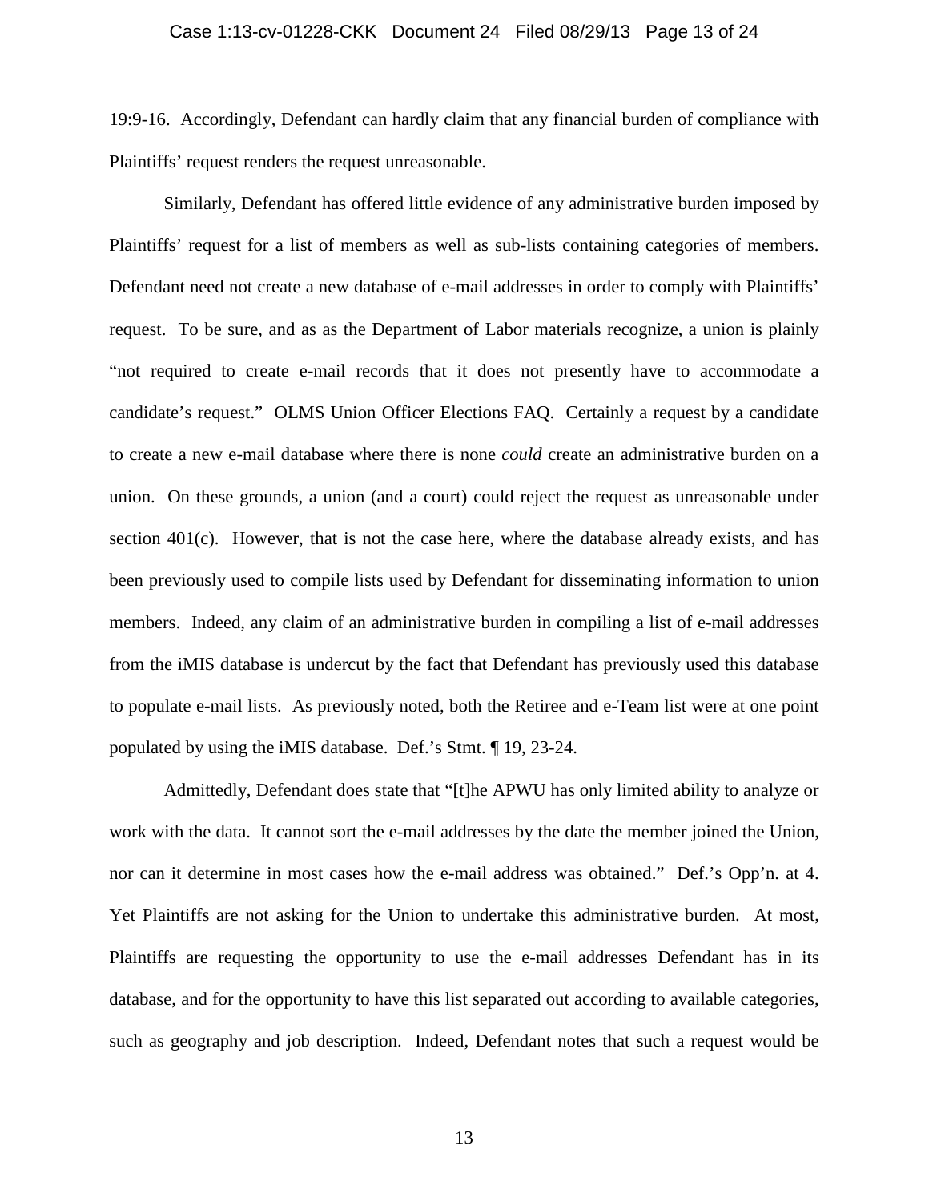19:9-16. Accordingly, Defendant can hardly claim that any financial burden of compliance with Plaintiffs' request renders the request unreasonable.

Similarly, Defendant has offered little evidence of any administrative burden imposed by Plaintiffs' request for a list of members as well as sub-lists containing categories of members. Defendant need not create a new database of e-mail addresses in order to comply with Plaintiffs' request. To be sure, and as as the Department of Labor materials recognize, a union is plainly "not required to create e-mail records that it does not presently have to accommodate a candidate's request." OLMS Union Officer Elections FAQ. Certainly a request by a candidate to create a new e-mail database where there is none *could* create an administrative burden on a union. On these grounds, a union (and a court) could reject the request as unreasonable under section 401(c). However, that is not the case here, where the database already exists, and has been previously used to compile lists used by Defendant for disseminating information to union members. Indeed, any claim of an administrative burden in compiling a list of e-mail addresses from the iMIS database is undercut by the fact that Defendant has previously used this database to populate e-mail lists. As previously noted, both the Retiree and e-Team list were at one point populated by using the iMIS database. Def.'s Stmt. ¶ 19, 23-24.

Admittedly, Defendant does state that "[t]he APWU has only limited ability to analyze or work with the data. It cannot sort the e-mail addresses by the date the member joined the Union, nor can it determine in most cases how the e-mail address was obtained." Def.'s Opp'n. at 4. Yet Plaintiffs are not asking for the Union to undertake this administrative burden. At most, Plaintiffs are requesting the opportunity to use the e-mail addresses Defendant has in its database, and for the opportunity to have this list separated out according to available categories, such as geography and job description. Indeed, Defendant notes that such a request would be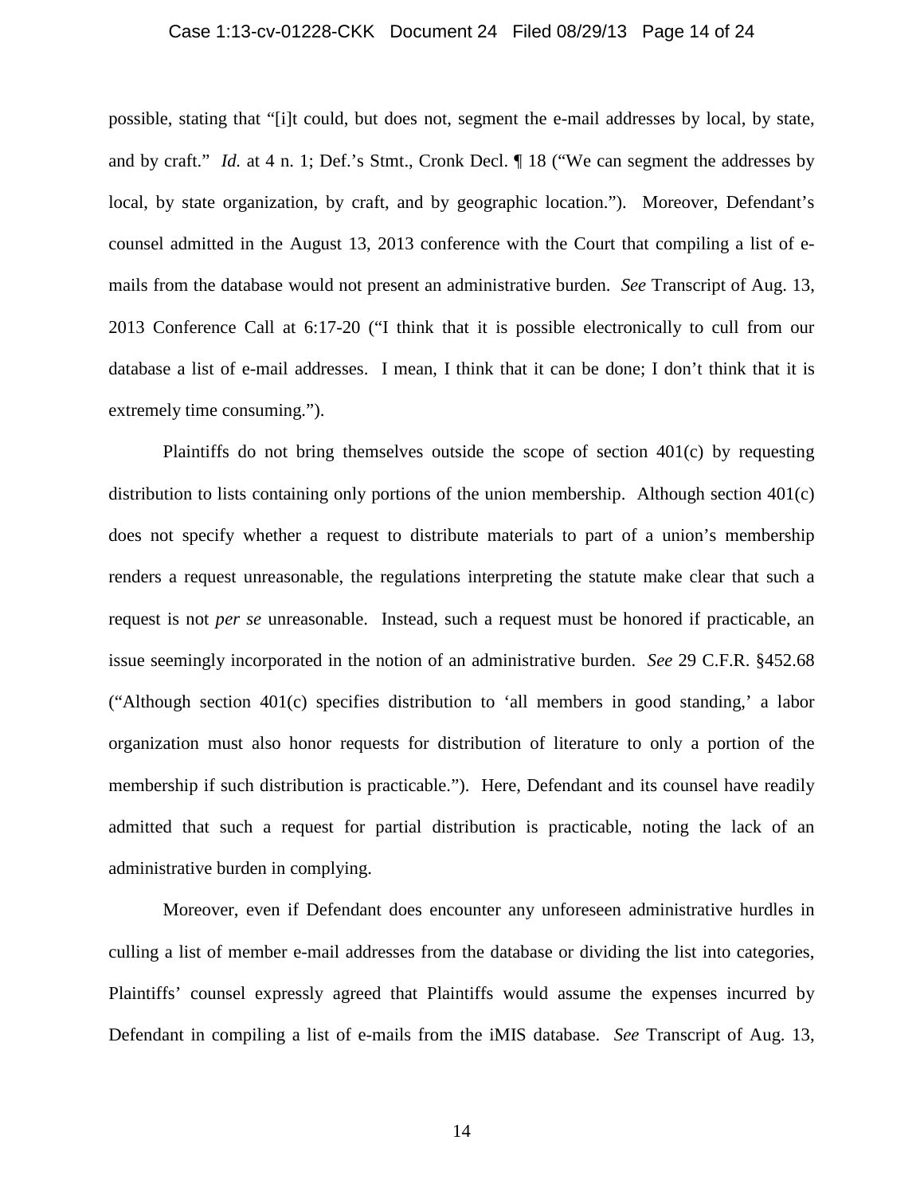possible, stating that "[i]t could, but does not, segment the e-mail addresses by local, by state, and by craft." *Id.* at 4 n. 1; Def.'s Stmt., Cronk Decl. ¶ 18 ("We can segment the addresses by local, by state organization, by craft, and by geographic location."). Moreover, Defendant's counsel admitted in the August 13, 2013 conference with the Court that compiling a list of e-mails from the database would not present an administrative burden. *See* Transcript of Aug. 13, 2013 Conference Call at 6:17-20 ("I think that it is possible electronically to cull from our database a list of e-mail addresses. I mean, I think that it can be done; I don't think that it is extremely time consuming.").

Plaintiffs do not bring themselves outside the scope of section 401(c) by requesting distribution to lists containing only portions of the union membership. Although section 401(c) does not specify whether a request to distribute materials to part of a union's membership renders a request unreasonable, the regulations interpreting the statute make clear that such a request is not *per se* unreasonable. Instead, such a request must be honored if practicable, an issue seemingly incorporated in the notion of an administrative burden. *See* 29 C.F.R. §452.68 ("Although section 401(c) specifies distribution to 'all members in good standing,' a labor organization must also honor requests for distribution of literature to only a portion of the membership if such distribution is practicable."). Here, Defendant and its counsel have readily admitted that such a request for partial distribution is practicable, noting the lack of an administrative burden in complying.

Moreover, even if Defendant does encounter any unforeseen administrative hurdles in culling a list of member e-mail addresses from the database or dividing the list into categories, Plaintiffs' counsel expressly agreed that Plaintiffs would assume the expenses incurred by Defendant in compiling a list of e-mails from the iMIS database. *See* Transcript of Aug. 13,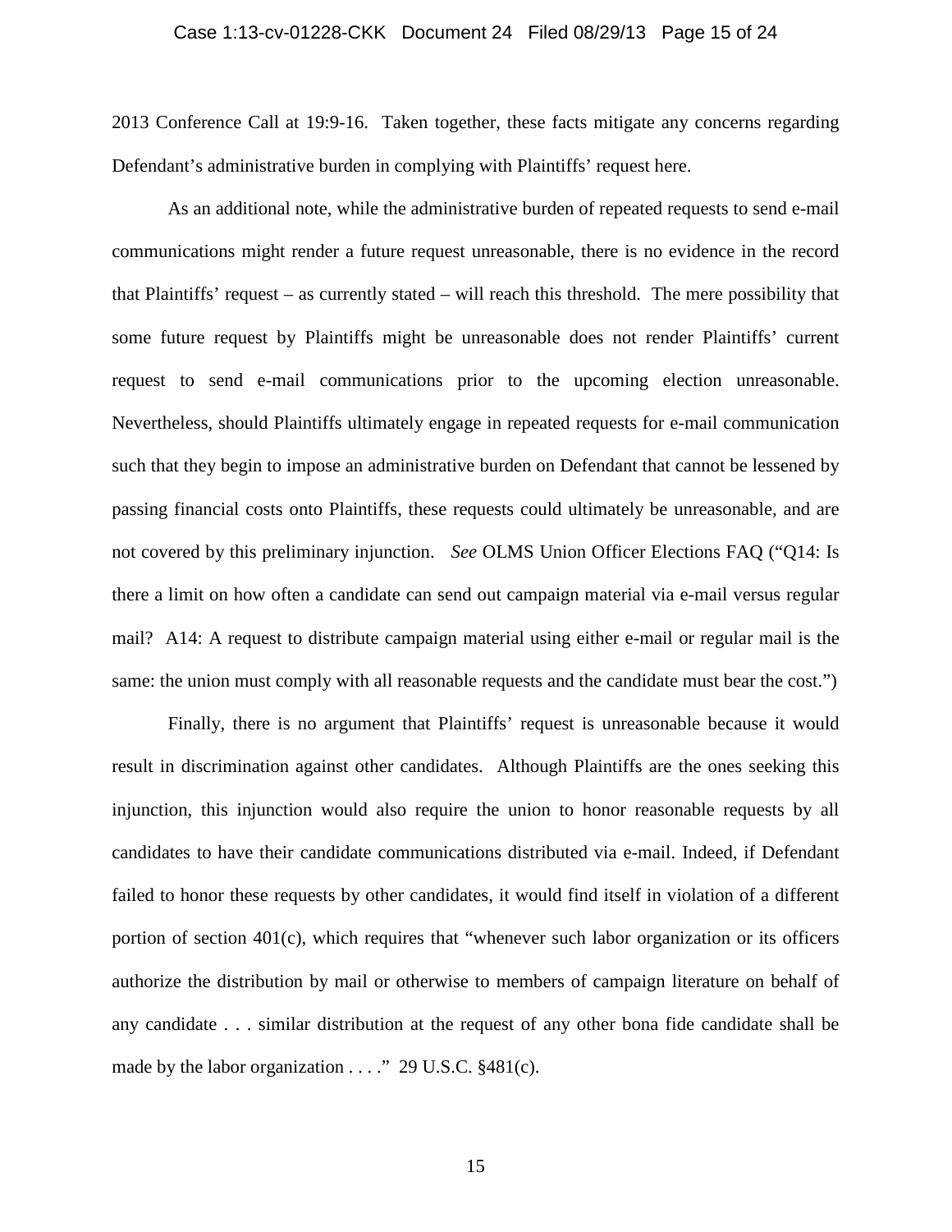2013 Conference Call at 19:9-16. Taken together, these facts mitigate any concerns regarding Defendant's administrative burden in complying with Plaintiffs' request here.

As an additional note, while the administrative burden of repeated requests to send e-mail communications might render a future request unreasonable, there is no evidence in the record that Plaintiffs' request – as currently stated – will reach this threshold. The mere possibility that some future request by Plaintiffs might be unreasonable does not render Plaintiffs' current request to send e-mail communications prior to the upcoming election unreasonable. Nevertheless, should Plaintiffs ultimately engage in repeated requests for e-mail communication such that they begin to impose an administrative burden on Defendant that cannot be lessened by passing financial costs onto Plaintiffs, these requests could ultimately be unreasonable, and are not covered by this preliminary injunction. *See* OLMS Union Officer Elections FAQ ("Q14: Is there a limit on how often a candidate can send out campaign material via e-mail versus regular mail? A14: A request to distribute campaign material using either e-mail or regular mail is the same: the union must comply with all reasonable requests and the candidate must bear the cost.")

Finally, there is no argument that Plaintiffs' request is unreasonable because it would result in discrimination against other candidates. Although Plaintiffs are the ones seeking this injunction, this injunction would also require the union to honor reasonable requests by all candidates to have their candidate communications distributed via e-mail. Indeed, if Defendant failed to honor these requests by other candidates, it would find itself in violation of a different portion of section 401(c), which requires that "whenever such labor organization or its officers authorize the distribution by mail or otherwise to members of campaign literature on behalf of any candidate . . . similar distribution at the request of any other bona fide candidate shall be made by the labor organization . . . ." 29 U.S.C. §481(c).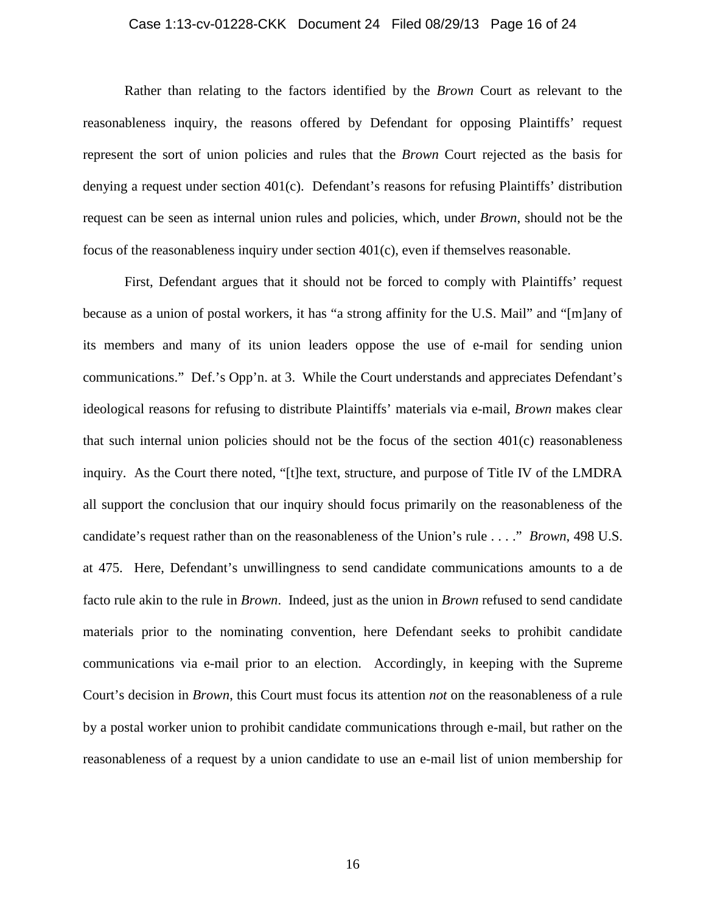Rather than relating to the factors identified by the *Brown* Court as relevant to the reasonableness inquiry, the reasons offered by Defendant for opposing Plaintiffs' request represent the sort of union policies and rules that the *Brown* Court rejected as the basis for denying a request under section 401(c). Defendant's reasons for refusing Plaintiffs' distribution request can be seen as internal union rules and policies, which, under *Brown*, should not be the focus of the reasonableness inquiry under section 401(c), even if themselves reasonable.

First, Defendant argues that it should not be forced to comply with Plaintiffs' request because as a union of postal workers, it has "a strong affinity for the U.S. Mail" and "[m]any of its members and many of its union leaders oppose the use of e-mail for sending union communications." Def.'s Opp'n. at 3. While the Court understands and appreciates Defendant's ideological reasons for refusing to distribute Plaintiffs' materials via e-mail, *Brown* makes clear that such internal union policies should not be the focus of the section 401(c) reasonableness inquiry. As the Court there noted, "[t]he text, structure, and purpose of Title IV of the LMDRA all support the conclusion that our inquiry should focus primarily on the reasonableness of the candidate's request rather than on the reasonableness of the Union's rule . . . ." *Brown*, 498 U.S. at 475. Here, Defendant's unwillingness to send candidate communications amounts to a de facto rule akin to the rule in *Brown*. Indeed, just as the union in *Brown* refused to send candidate materials prior to the nominating convention, here Defendant seeks to prohibit candidate communications via e-mail prior to an election. Accordingly, in keeping with the Supreme Court's decision in *Brown*, this Court must focus its attention *not* on the reasonableness of a rule by a postal worker union to prohibit candidate communications through e-mail, but rather on the reasonableness of a request by a union candidate to use an e-mail list of union membership for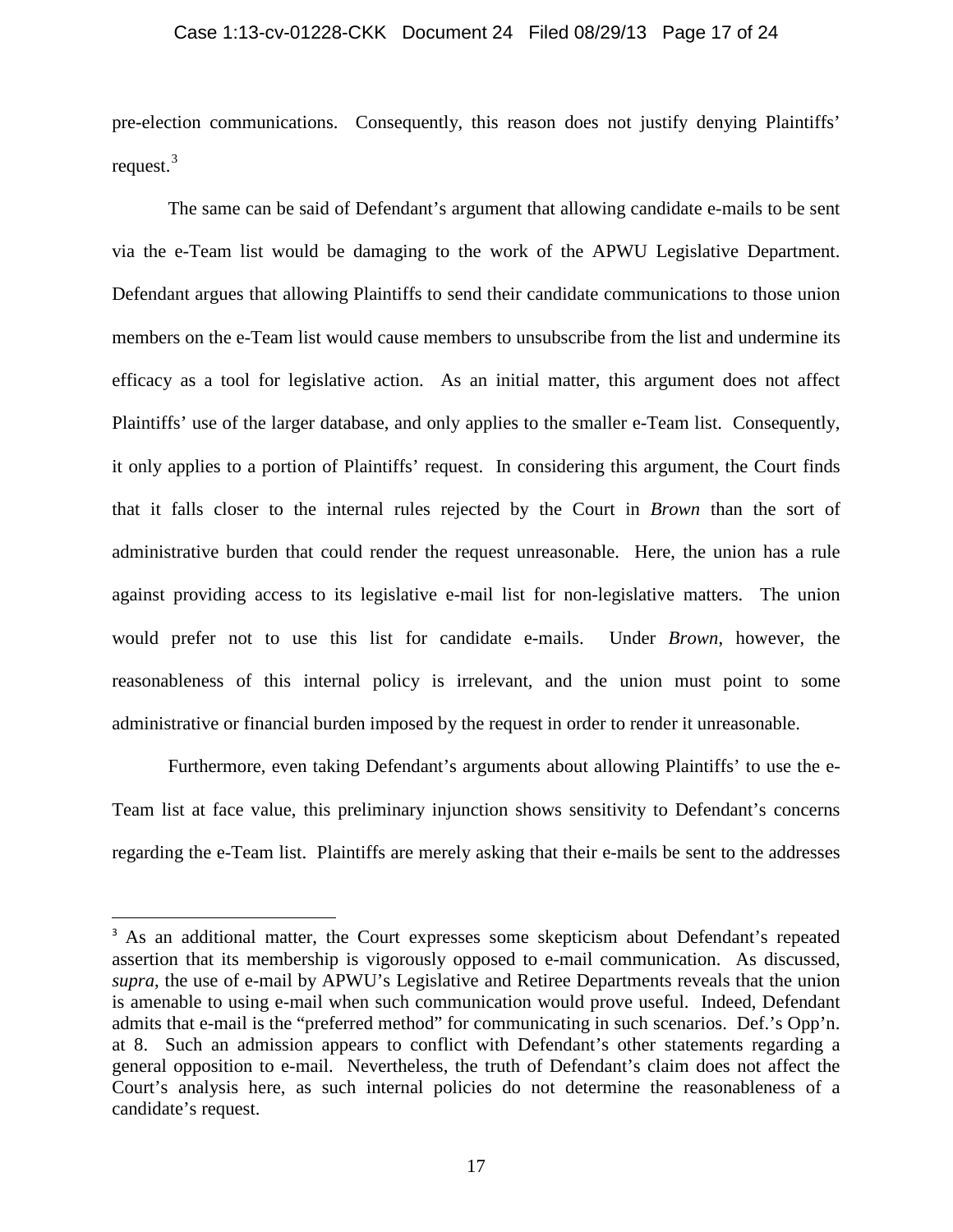pre-election communications. Consequently, this reason does not justify denying Plaintiffs' request.[3]

The same can be said of Defendant's argument that allowing candidate e-mails to be sent via the e-Team list would be damaging to the work of the APWU Legislative Department. Defendant argues that allowing Plaintiffs to send their candidate communications to those union members on the e-Team list would cause members to unsubscribe from the list and undermine its efficacy as a tool for legislative action. As an initial matter, this argument does not affect Plaintiffs' use of the larger database, and only applies to the smaller e-Team list. Consequently, it only applies to a portion of Plaintiffs' request. In considering this argument, the Court finds that it falls closer to the internal rules rejected by the Court in *Brown* than the sort of administrative burden that could render the request unreasonable. Here, the union has a rule against providing access to its legislative e-mail list for non-legislative matters. The union would prefer not to use this list for candidate e-mails. Under *Brown*, however, the reasonableness of this internal policy is irrelevant, and the union must point to some administrative or financial burden imposed by the request in order to render it unreasonable.

Furthermore, even taking Defendant's arguments about allowing Plaintiffs' to use the e-Team list at face value, this preliminary injunction shows sensitivity to Defendant's concerns regarding the e-Team list. Plaintiffs are merely asking that their e-mails be sent to the addresses

---

[3] As an additional matter, the Court expresses some skepticism about Defendant's repeated assertion that its membership is vigorously opposed to e-mail communication. As discussed, *supra*, the use of e-mail by APWU's Legislative and Retiree Departments reveals that the union is amenable to using e-mail when such communication would prove useful. Indeed, Defendant admits that e-mail is the "preferred method" for communicating in such scenarios. Def.'s Opp'n. at 8. Such an admission appears to conflict with Defendant's other statements regarding a general opposition to e-mail. Nevertheless, the truth of Defendant's claim does not affect the Court's analysis here, as such internal policies do not determine the reasonableness of a candidate's request.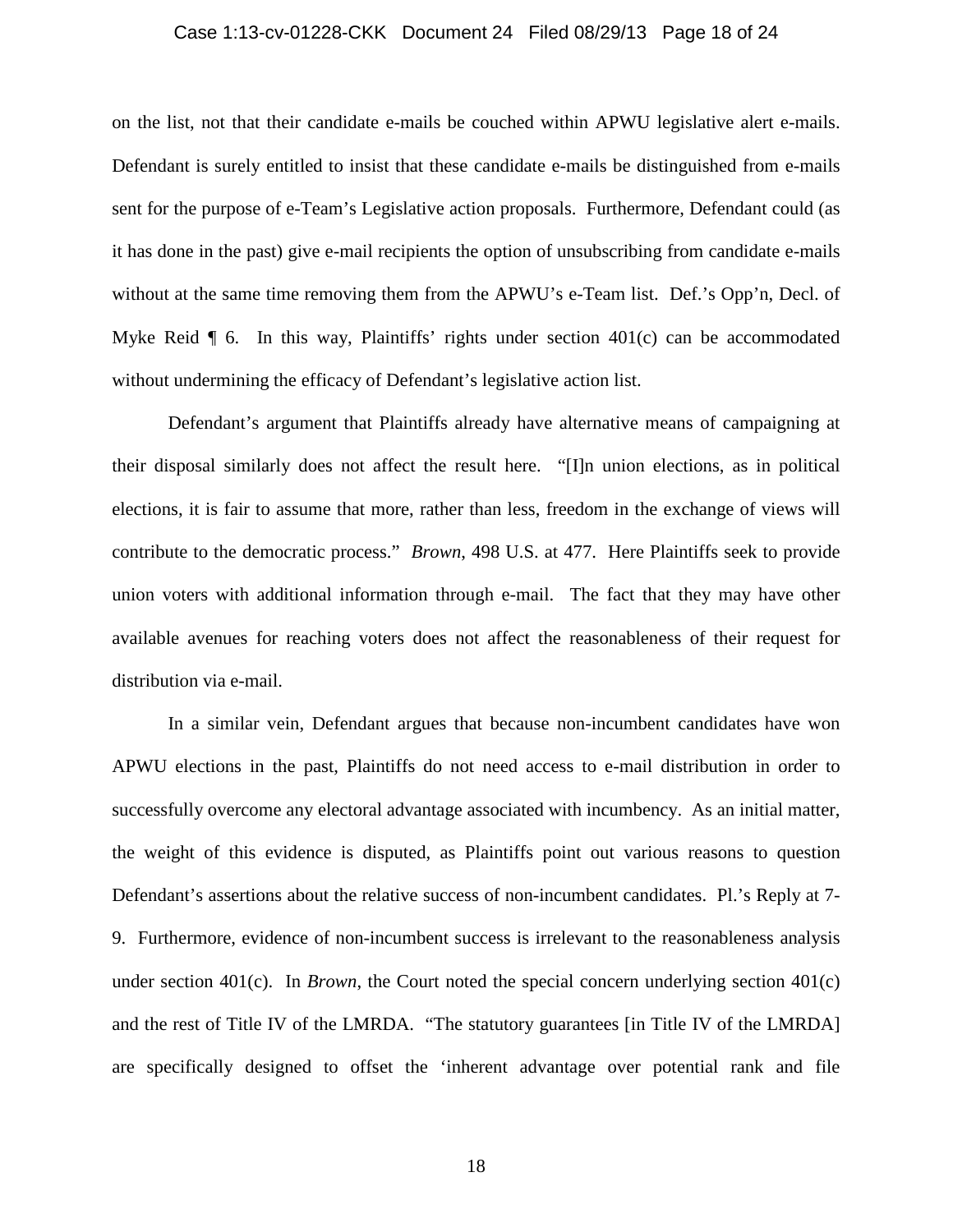on the list, not that their candidate e-mails be couched within APWU legislative alert e-mails. Defendant is surely entitled to insist that these candidate e-mails be distinguished from e-mails sent for the purpose of e-Team's Legislative action proposals. Furthermore, Defendant could (as it has done in the past) give e-mail recipients the option of unsubscribing from candidate e-mails without at the same time removing them from the APWU's e-Team list. Def.'s Opp'n, Decl. of Myke Reid ¶ 6. In this way, Plaintiffs' rights under section 401(c) can be accommodated without undermining the efficacy of Defendant's legislative action list.

Defendant's argument that Plaintiffs already have alternative means of campaigning at their disposal similarly does not affect the result here. "[I]n union elections, as in political elections, it is fair to assume that more, rather than less, freedom in the exchange of views will contribute to the democratic process." *Brown*, 498 U.S. at 477. Here Plaintiffs seek to provide union voters with additional information through e-mail. The fact that they may have other available avenues for reaching voters does not affect the reasonableness of their request for distribution via e-mail.

In a similar vein, Defendant argues that because non-incumbent candidates have won APWU elections in the past, Plaintiffs do not need access to e-mail distribution in order to successfully overcome any electoral advantage associated with incumbency. As an initial matter, the weight of this evidence is disputed, as Plaintiffs point out various reasons to question Defendant's assertions about the relative success of non-incumbent candidates. Pl.'s Reply at 7-9. Furthermore, evidence of non-incumbent success is irrelevant to the reasonableness analysis under section 401(c). In *Brown*, the Court noted the special concern underlying section 401(c) and the rest of Title IV of the LMRDA. "The statutory guarantees [in Title IV of the LMRDA] are specifically designed to offset the 'inherent advantage over potential rank and file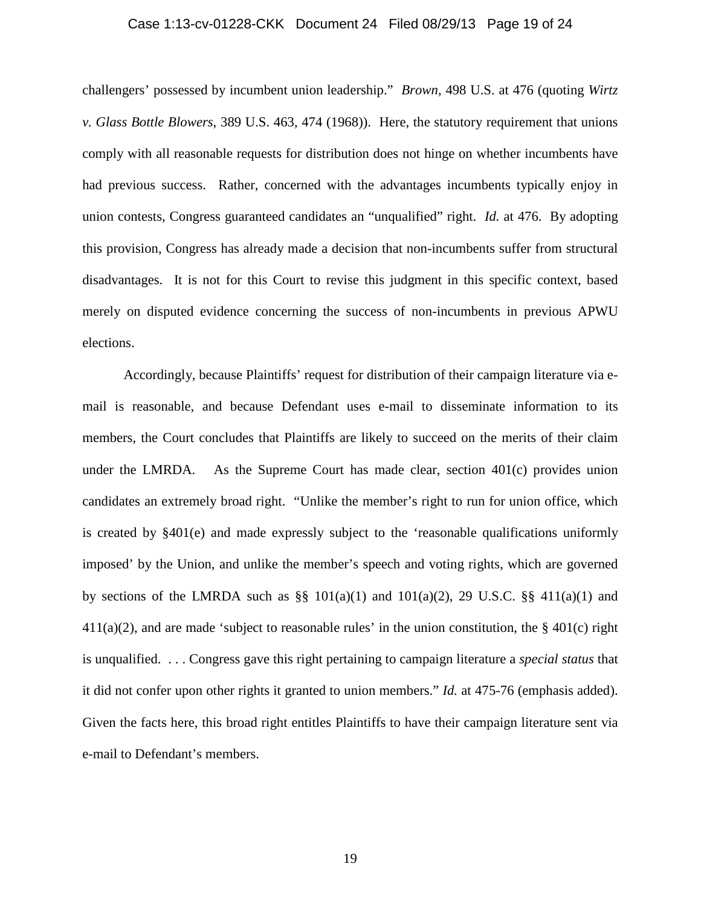challengers' possessed by incumbent union leadership." *Brown*, 498 U.S. at 476 (quoting *Wirtz v. Glass Bottle Blowers*, 389 U.S. 463, 474 (1968)). Here, the statutory requirement that unions comply with all reasonable requests for distribution does not hinge on whether incumbents have had previous success. Rather, concerned with the advantages incumbents typically enjoy in union contests, Congress guaranteed candidates an "unqualified" right. *Id.* at 476. By adopting this provision, Congress has already made a decision that non-incumbents suffer from structural disadvantages. It is not for this Court to revise this judgment in this specific context, based merely on disputed evidence concerning the success of non-incumbents in previous APWU elections.

Accordingly, because Plaintiffs' request for distribution of their campaign literature via e-mail is reasonable, and because Defendant uses e-mail to disseminate information to its members, the Court concludes that Plaintiffs are likely to succeed on the merits of their claim under the LMRDA. As the Supreme Court has made clear, section 401(c) provides union candidates an extremely broad right. "Unlike the member's right to run for union office, which is created by §401(e) and made expressly subject to the 'reasonable qualifications uniformly imposed' by the Union, and unlike the member's speech and voting rights, which are governed by sections of the LMRDA such as §§ 101(a)(1) and 101(a)(2), 29 U.S.C. §§ 411(a)(1) and 411(a)(2), and are made 'subject to reasonable rules' in the union constitution, the § 401(c) right is unqualified. . . . Congress gave this right pertaining to campaign literature a *special status* that it did not confer upon other rights it granted to union members." *Id.* at 475-76 (emphasis added). Given the facts here, this broad right entitles Plaintiffs to have their campaign literature sent via e-mail to Defendant's members.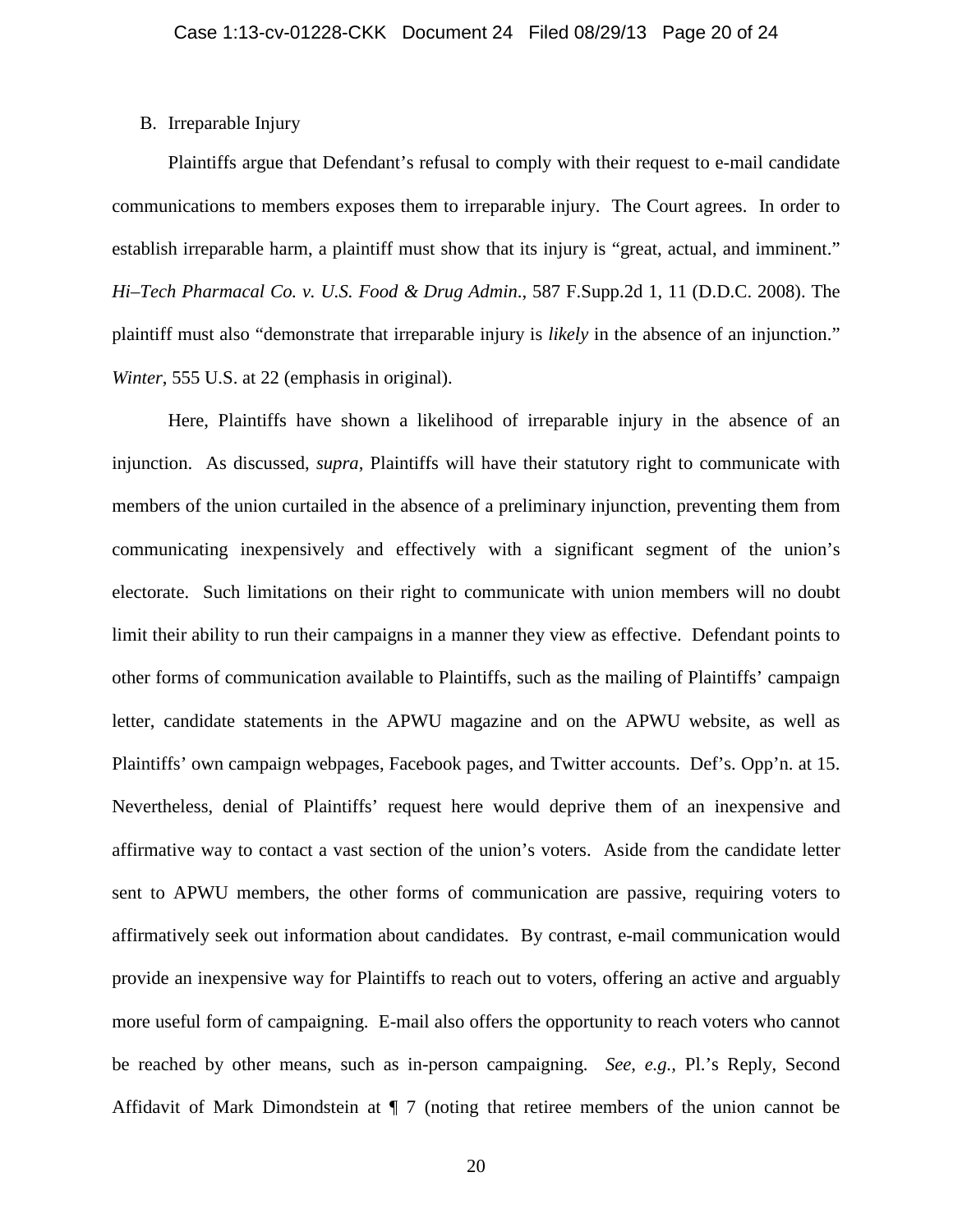B. Irreparable Injury

Plaintiffs argue that Defendant's refusal to comply with their request to e-mail candidate communications to members exposes them to irreparable injury. The Court agrees. In order to establish irreparable harm, a plaintiff must show that its injury is "great, actual, and imminent." *Hi–Tech Pharmacal Co. v. U.S. Food & Drug Admin*., 587 F.Supp.2d 1, 11 (D.D.C. 2008). The plaintiff must also "demonstrate that irreparable injury is *likely* in the absence of an injunction." *Winter*, 555 U.S. at 22 (emphasis in original).

Here, Plaintiffs have shown a likelihood of irreparable injury in the absence of an injunction. As discussed, *supra*, Plaintiffs will have their statutory right to communicate with members of the union curtailed in the absence of a preliminary injunction, preventing them from communicating inexpensively and effectively with a significant segment of the union's electorate. Such limitations on their right to communicate with union members will no doubt limit their ability to run their campaigns in a manner they view as effective. Defendant points to other forms of communication available to Plaintiffs, such as the mailing of Plaintiffs' campaign letter, candidate statements in the APWU magazine and on the APWU website, as well as Plaintiffs' own campaign webpages, Facebook pages, and Twitter accounts. Def's. Opp'n. at 15. Nevertheless, denial of Plaintiffs' request here would deprive them of an inexpensive and affirmative way to contact a vast section of the union's voters. Aside from the candidate letter sent to APWU members, the other forms of communication are passive, requiring voters to affirmatively seek out information about candidates. By contrast, e-mail communication would provide an inexpensive way for Plaintiffs to reach out to voters, offering an active and arguably more useful form of campaigning. E-mail also offers the opportunity to reach voters who cannot be reached by other means, such as in-person campaigning. *See, e.g.,* Pl.'s Reply, Second Affidavit of Mark Dimondstein at ¶ 7 (noting that retiree members of the union cannot be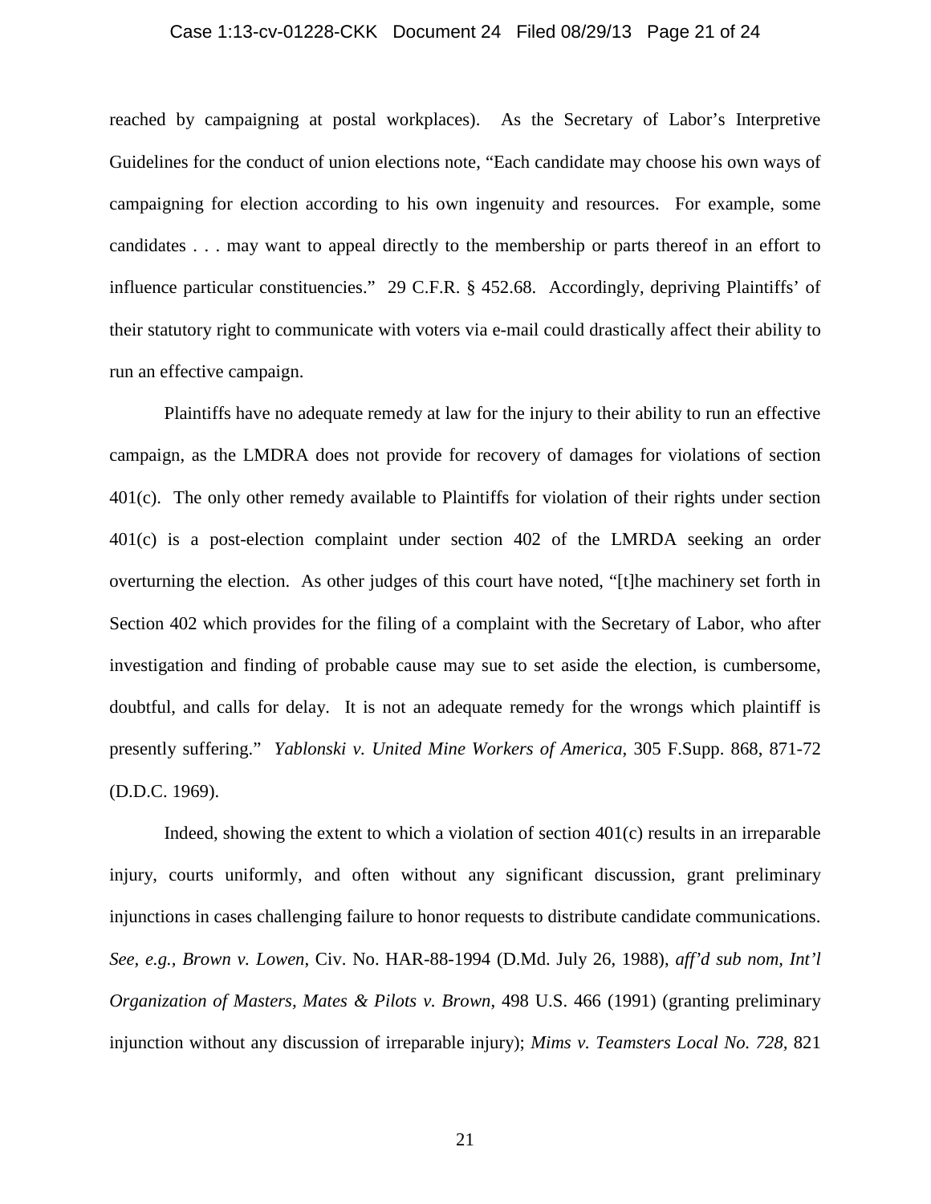reached by campaigning at postal workplaces). As the Secretary of Labor's Interpretive Guidelines for the conduct of union elections note, "Each candidate may choose his own ways of campaigning for election according to his own ingenuity and resources. For example, some candidates . . . may want to appeal directly to the membership or parts thereof in an effort to influence particular constituencies." 29 C.F.R. § 452.68. Accordingly, depriving Plaintiffs' of their statutory right to communicate with voters via e-mail could drastically affect their ability to run an effective campaign.

Plaintiffs have no adequate remedy at law for the injury to their ability to run an effective campaign, as the LMDRA does not provide for recovery of damages for violations of section 401(c). The only other remedy available to Plaintiffs for violation of their rights under section 401(c) is a post-election complaint under section 402 of the LMRDA seeking an order overturning the election. As other judges of this court have noted, "[t]he machinery set forth in Section 402 which provides for the filing of a complaint with the Secretary of Labor, who after investigation and finding of probable cause may sue to set aside the election, is cumbersome, doubtful, and calls for delay. It is not an adequate remedy for the wrongs which plaintiff is presently suffering." *Yablonski v. United Mine Workers of America*, 305 F.Supp. 868, 871-72 (D.D.C. 1969).

Indeed, showing the extent to which a violation of section 401(c) results in an irreparable injury, courts uniformly, and often without any significant discussion, grant preliminary injunctions in cases challenging failure to honor requests to distribute candidate communications. *See, e.g., Brown v. Lowen*, Civ. No. HAR-88-1994 (D.Md. July 26, 1988), *aff'd sub nom, Int'l Organization of Masters, Mates & Pilots v. Brown*, 498 U.S. 466 (1991) (granting preliminary injunction without any discussion of irreparable injury); *Mims v. Teamsters Local No. 728*, 821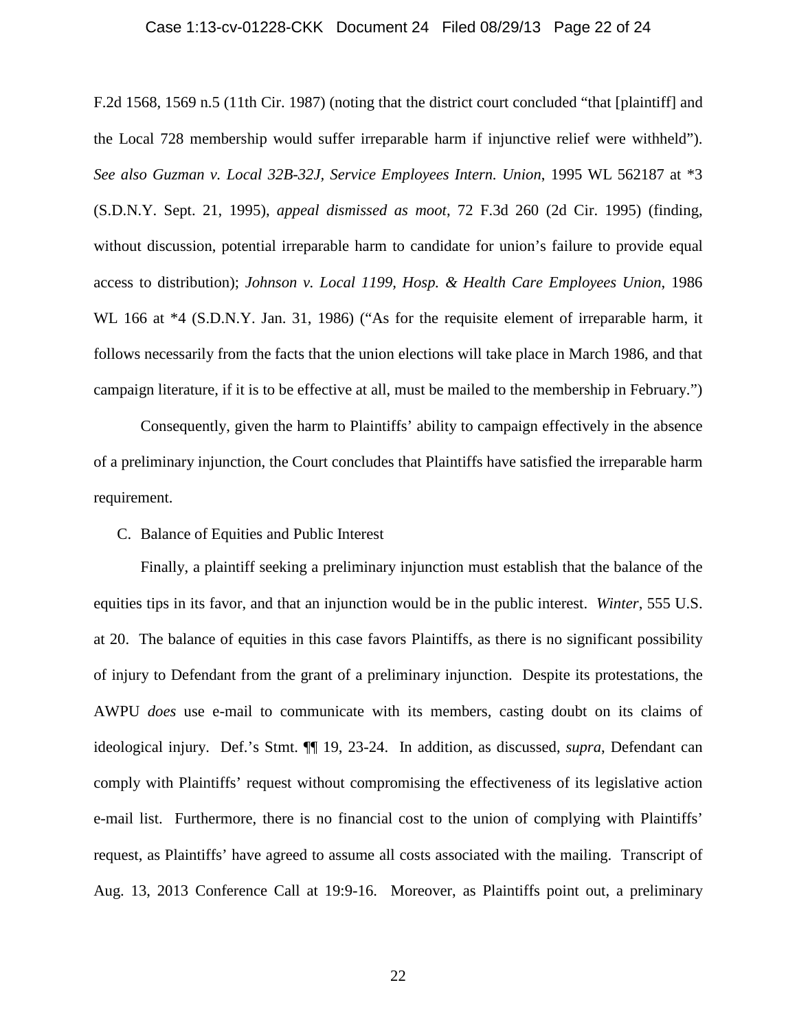F.2d 1568, 1569 n.5 (11th Cir. 1987) (noting that the district court concluded "that [plaintiff] and the Local 728 membership would suffer irreparable harm if injunctive relief were withheld"). *See also Guzman v. Local 32B-32J, Service Employees Intern. Union*, 1995 WL 562187 at *3 (S.D.N.Y. Sept. 21, 1995), *appeal dismissed as moot*, 72 F.3d 260 (2d Cir. 1995) (finding, without discussion, potential irreparable harm to candidate for union's failure to provide equal access to distribution); *Johnson v. Local 1199, Hosp. & Health Care Employees Union*, 1986 WL 166 at *4 (S.D.N.Y. Jan. 31, 1986) ("As for the requisite element of irreparable harm, it follows necessarily from the facts that the union elections will take place in March 1986, and that campaign literature, if it is to be effective at all, must be mailed to the membership in February.")

Consequently, given the harm to Plaintiffs' ability to campaign effectively in the absence of a preliminary injunction, the Court concludes that Plaintiffs have satisfied the irreparable harm requirement.

C. Balance of Equities and Public Interest

Finally, a plaintiff seeking a preliminary injunction must establish that the balance of the equities tips in its favor, and that an injunction would be in the public interest. *Winter*, 555 U.S. at 20. The balance of equities in this case favors Plaintiffs, as there is no significant possibility of injury to Defendant from the grant of a preliminary injunction. Despite its protestations, the AWPU *does* use e-mail to communicate with its members, casting doubt on its claims of ideological injury. Def.'s Stmt. ¶¶ 19, 23-24. In addition, as discussed, *supra*, Defendant can comply with Plaintiffs' request without compromising the effectiveness of its legislative action e-mail list. Furthermore, there is no financial cost to the union of complying with Plaintiffs' request, as Plaintiffs' have agreed to assume all costs associated with the mailing. Transcript of Aug. 13, 2013 Conference Call at 19:9-16. Moreover, as Plaintiffs point out, a preliminary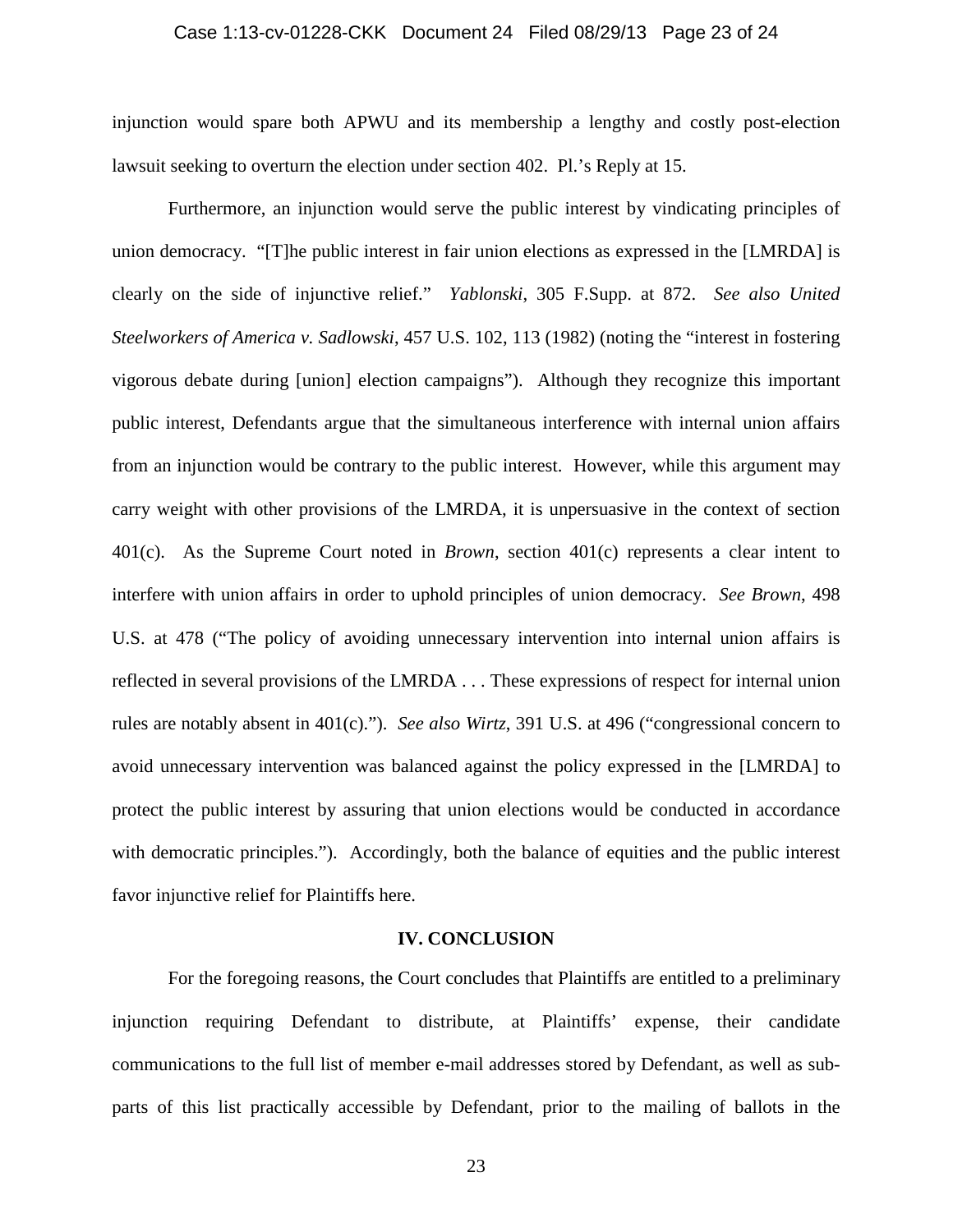injunction would spare both APWU and its membership a lengthy and costly post-election lawsuit seeking to overturn the election under section 402. Pl.'s Reply at 15.

Furthermore, an injunction would serve the public interest by vindicating principles of union democracy. "[T]he public interest in fair union elections as expressed in the [LMRDA] is clearly on the side of injunctive relief." *Yablonski*, 305 F.Supp. at 872. *See also United Steelworkers of America v. Sadlowski*, 457 U.S. 102, 113 (1982) (noting the "interest in fostering vigorous debate during [union] election campaigns"). Although they recognize this important public interest, Defendants argue that the simultaneous interference with internal union affairs from an injunction would be contrary to the public interest. However, while this argument may carry weight with other provisions of the LMRDA, it is unpersuasive in the context of section 401(c). As the Supreme Court noted in *Brown*, section 401(c) represents a clear intent to interfere with union affairs in order to uphold principles of union democracy. *See Brown*, 498 U.S. at 478 ("The policy of avoiding unnecessary intervention into internal union affairs is reflected in several provisions of the LMRDA . . . These expressions of respect for internal union rules are notably absent in 401(c)."). *See also Wirtz*, 391 U.S. at 496 ("congressional concern to avoid unnecessary intervention was balanced against the policy expressed in the [LMRDA] to protect the public interest by assuring that union elections would be conducted in accordance with democratic principles."). Accordingly, both the balance of equities and the public interest favor injunctive relief for Plaintiffs here.

## IV. CONCLUSION

For the foregoing reasons, the Court concludes that Plaintiffs are entitled to a preliminary injunction requiring Defendant to distribute, at Plaintiffs' expense, their candidate communications to the full list of member e-mail addresses stored by Defendant, as well as sub-parts of this list practically accessible by Defendant, prior to the mailing of ballots in the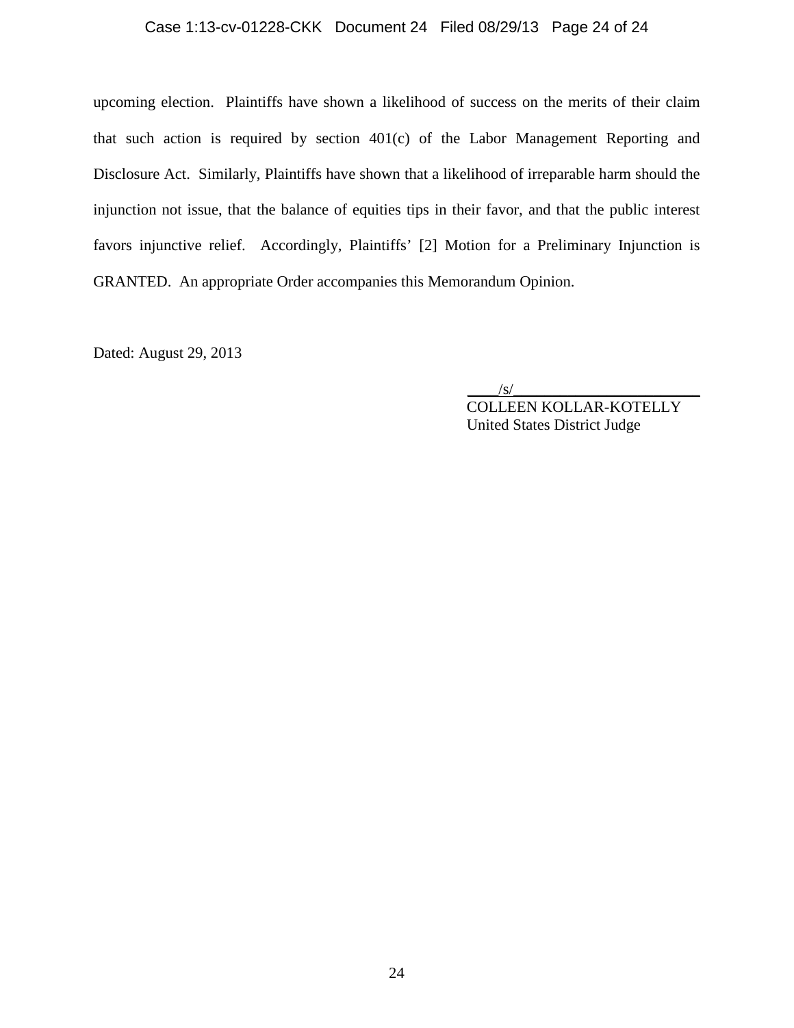upcoming election. Plaintiffs have shown a likelihood of success on the merits of their claim that such action is required by section 401(c) of the Labor Management Reporting and Disclosure Act. Similarly, Plaintiffs have shown that a likelihood of irreparable harm should the injunction not issue, that the balance of equities tips in their favor, and that the public interest favors injunctive relief. Accordingly, Plaintiffs' [2] Motion for a Preliminary Injunction is GRANTED. An appropriate Order accompanies this Memorandum Opinion.

Dated: August 29, 2013

/s/
COLLEEN KOLLAR-KOTELLY
United States District Judge